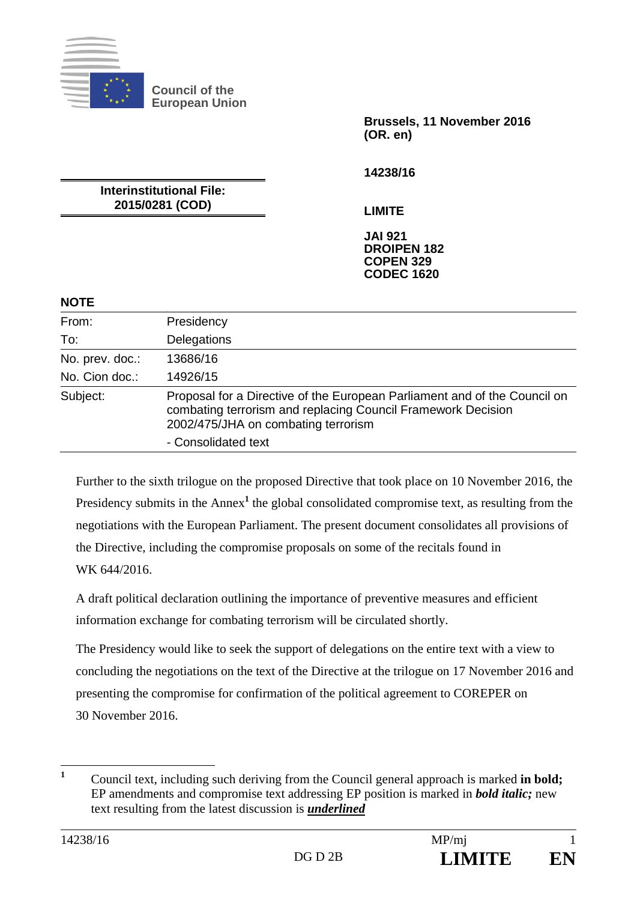**Council of the European Union**

**Brussels, 11 November 2016 (OR. en)**

**14238/16**

**LIMITE**

**JAI 921**
**DROIPEN 182**
**COPEN 329**
**CODEC 1620**

**Interinstitutional File: 2015/0281 (COD)**

## NOTE

| | |
|---|---|
| From: | Presidency |
| To: | Delegations |
| No. prev. doc.: | 13686/16 |
| No. Cion doc.: | 14926/15 |
| Subject: | Proposal for a Directive of the European Parliament and of the Council on combating terrorism and replacing Council Framework Decision 2002/475/JHA on combating terrorism<br>- Consolidated text |

Further to the sixth trilogue on the proposed Directive that took place on 10 November 2016, the Presidency submits in the Annex[1] the global consolidated compromise text, as resulting from the negotiations with the European Parliament. The present document consolidates all provisions of the Directive, including the compromise proposals on some of the recitals found in WK 644/2016.

A draft political declaration outlining the importance of preventive measures and efficient information exchange for combating terrorism will be circulated shortly.

The Presidency would like to seek the support of delegations on the entire text with a view to concluding the negotiations on the text of the Directive at the trilogue on 17 November 2016 and presenting the compromise for confirmation of the political agreement to COREPER on 30 November 2016.

---

[1] Council text, including such deriving from the Council general approach is marked **in bold;** EP amendments and compromise text addressing EP position is marked in ***bold italic;*** new text resulting from the latest discussion is ***underlined***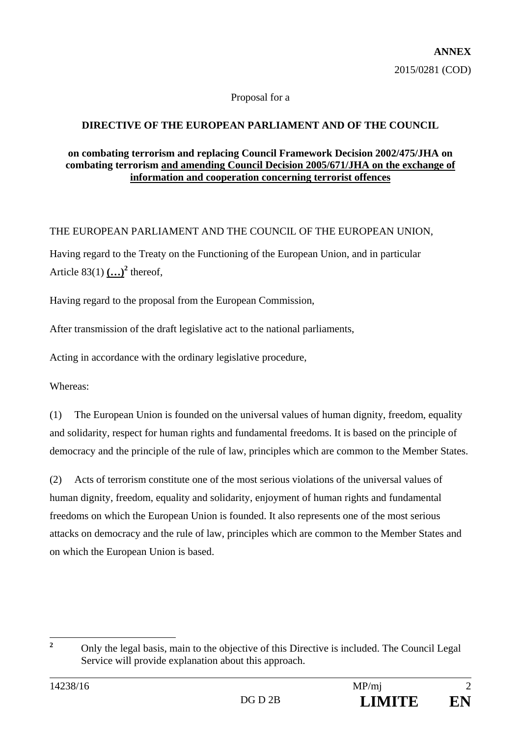**ANNEX**

2015/0281 (COD)

Proposal for a

**DIRECTIVE OF THE EUROPEAN PARLIAMENT AND OF THE COUNCIL**

**on combating terrorism and replacing Council Framework Decision 2002/475/JHA on combating terrorism <u>and amending Council Decision 2005/671/JHA on the exchange of information and cooperation concerning terrorist offences</u>**

THE EUROPEAN PARLIAMENT AND THE COUNCIL OF THE EUROPEAN UNION,

Having regard to the Treaty on the Functioning of the European Union, and in particular Article 83(1) **<u>(…)</u>**[2] thereof,

Having regard to the proposal from the European Commission,

After transmission of the draft legislative act to the national parliaments,

Acting in accordance with the ordinary legislative procedure,

Whereas:

(1) The European Union is founded on the universal values of human dignity, freedom, equality and solidarity, respect for human rights and fundamental freedoms. It is based on the principle of democracy and the principle of the rule of law, principles which are common to the Member States.

(2) Acts of terrorism constitute one of the most serious violations of the universal values of human dignity, freedom, equality and solidarity, enjoyment of human rights and fundamental freedoms on which the European Union is founded. It also represents one of the most serious attacks on democracy and the rule of law, principles which are common to the Member States and on which the European Union is based.

[2] Only the legal basis, main to the objective of this Directive is included. The Council Legal Service will provide explanation about this approach.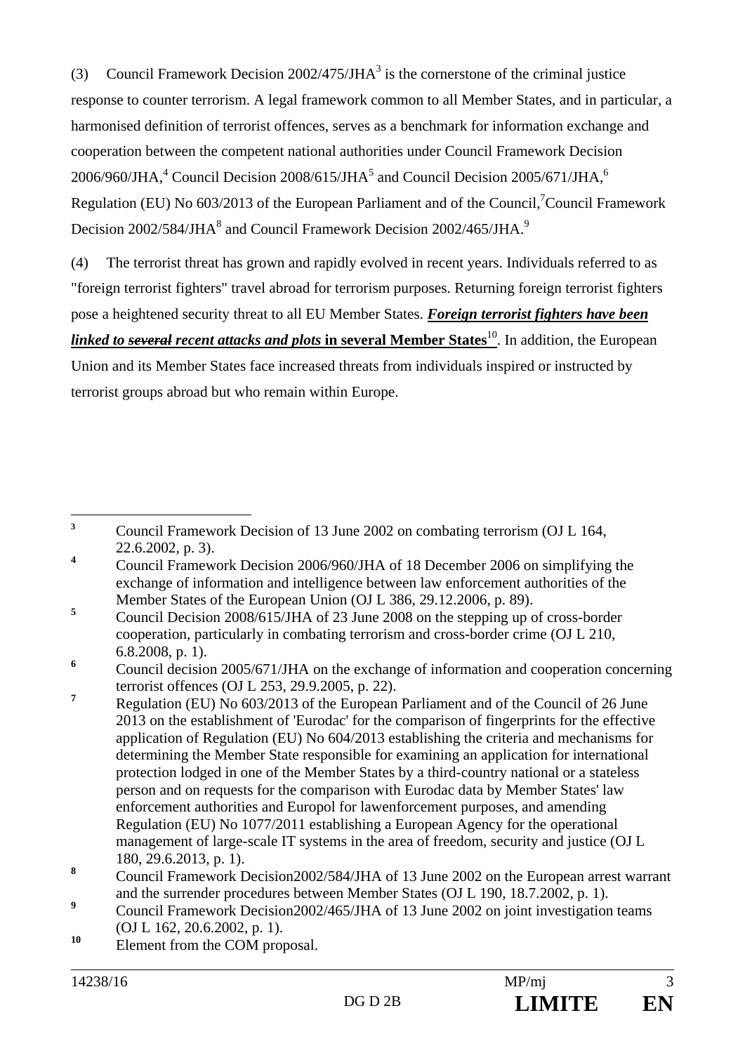(3) Council Framework Decision 2002/475/JHA[3] is the cornerstone of the criminal justice response to counter terrorism. A legal framework common to all Member States, and in particular, a harmonised definition of terrorist offences, serves as a benchmark for information exchange and cooperation between the competent national authorities under Council Framework Decision 2006/960/JHA,[4] Council Decision 2008/615/JHA[5] and Council Decision 2005/671/JHA,[6] Regulation (EU) No 603/2013 of the European Parliament and of the Council,[7] Council Framework Decision 2002/584/JHA[8] and Council Framework Decision 2002/465/JHA.[9]

(4) The terrorist threat has grown and rapidly evolved in recent years. Individuals referred to as "foreign terrorist fighters" travel abroad for terrorism purposes. Returning foreign terrorist fighters pose a heightened security threat to all EU Member States. ***Foreign terrorist fighters have been linked to ~~several~~ recent attacks and plots*** **in several Member States**[10]. In addition, the European Union and its Member States face increased threats from individuals inspired or instructed by terrorist groups abroad but who remain within Europe.

---

[3] Council Framework Decision of 13 June 2002 on combating terrorism (OJ L 164, 22.6.2002, p. 3).

[4] Council Framework Decision 2006/960/JHA of 18 December 2006 on simplifying the exchange of information and intelligence between law enforcement authorities of the Member States of the European Union (OJ L 386, 29.12.2006, p. 89).

[5] Council Decision 2008/615/JHA of 23 June 2008 on the stepping up of cross-border cooperation, particularly in combating terrorism and cross-border crime (OJ L 210, 6.8.2008, p. 1).

[6] Council decision 2005/671/JHA on the exchange of information and cooperation concerning terrorist offences (OJ L 253, 29.9.2005, p. 22).

[7] Regulation (EU) No 603/2013 of the European Parliament and of the Council of 26 June 2013 on the establishment of 'Eurodac' for the comparison of fingerprints for the effective application of Regulation (EU) No 604/2013 establishing the criteria and mechanisms for determining the Member State responsible for examining an application for international protection lodged in one of the Member States by a third-country national or a stateless person and on requests for the comparison with Eurodac data by Member States' law enforcement authorities and Europol for lawenforcement purposes, and amending Regulation (EU) No 1077/2011 establishing a European Agency for the operational management of large-scale IT systems in the area of freedom, security and justice (OJ L 180, 29.6.2013, p. 1).

[8] Council Framework Decision2002/584/JHA of 13 June 2002 on the European arrest warrant and the surrender procedures between Member States (OJ L 190, 18.7.2002, p. 1).

[9] Council Framework Decision2002/465/JHA of 13 June 2002 on joint investigation teams (OJ L 162, 20.6.2002, p. 1).

[10] Element from the COM proposal.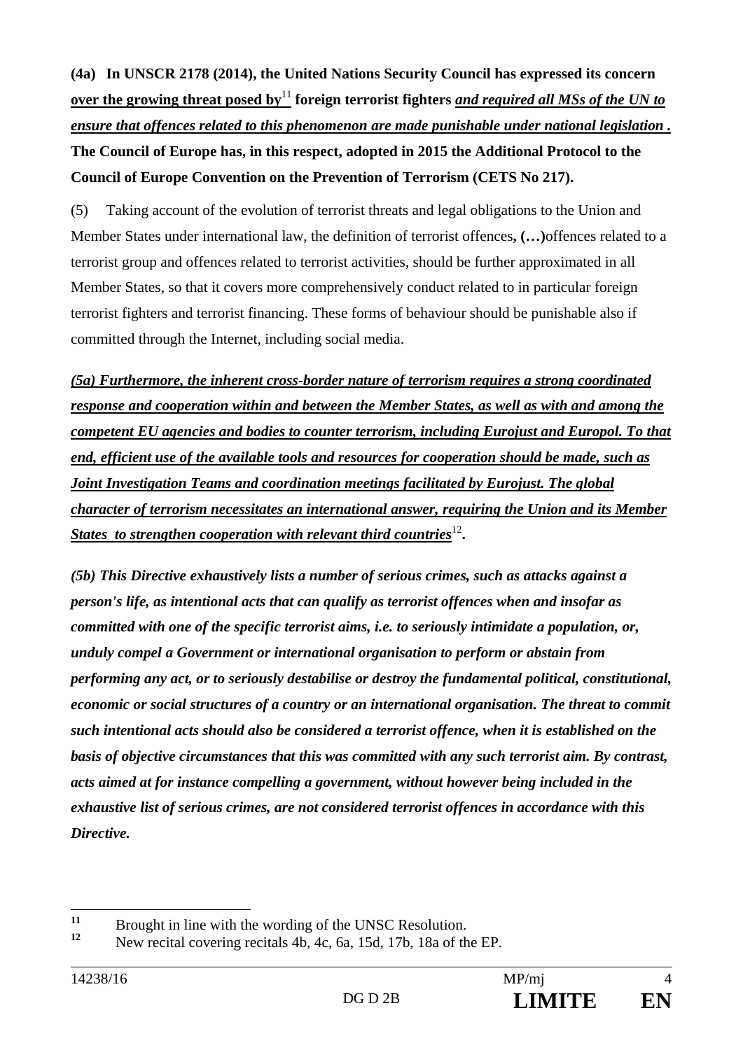**(4a) In UNSCR 2178 (2014), the United Nations Security Council has expressed its concern <u>over the growing threat posed by</u>[11] foreign terrorist fighters *<u>and required all MSs of the UN to ensure that offences related to this phenomenon are made punishable under national legislation .</u>* The Council of Europe has, in this respect, adopted in 2015 the Additional Protocol to the Council of Europe Convention on the Prevention of Terrorism (CETS No 217).**

(5) Taking account of the evolution of terrorist threats and legal obligations to the Union and Member States under international law, the definition of terrorist offences**, (…)**offences related to a terrorist group and offences related to terrorist activities, should be further approximated in all Member States, so that it covers more comprehensively conduct related to in particular foreign terrorist fighters and terrorist financing. These forms of behaviour should be punishable also if committed through the Internet, including social media.

***<u>(5a) Furthermore, the inherent cross-border nature of terrorism requires a strong coordinated response and cooperation within and between the Member States, as well as with and among the competent EU agencies and bodies to counter terrorism, including Eurojust and Europol. To that end, efficient use of the available tools and resources for cooperation should be made, such as Joint Investigation Teams and coordination meetings facilitated by Eurojust. The global character of terrorism necessitates an international answer, requiring the Union and its Member States to strengthen cooperation with relevant third countries</u>[12].***

***(5b) This Directive exhaustively lists a number of serious crimes, such as attacks against a person's life, as intentional acts that can qualify as terrorist offences when and insofar as committed with one of the specific terrorist aims, i.e. to seriously intimidate a population, or, unduly compel a Government or international organisation to perform or abstain from performing any act, or to seriously destabilise or destroy the fundamental political, constitutional, economic or social structures of a country or an international organisation. The threat to commit such intentional acts should also be considered a terrorist offence, when it is established on the basis of objective circumstances that this was committed with any such terrorist aim. By contrast, acts aimed at for instance compelling a government, without however being included in the exhaustive list of serious crimes, are not considered terrorist offences in accordance with this Directive.***

---

[11] Brought in line with the wording of the UNSC Resolution.

[12] New recital covering recitals 4b, 4c, 6a, 15d, 17b, 18a of the EP.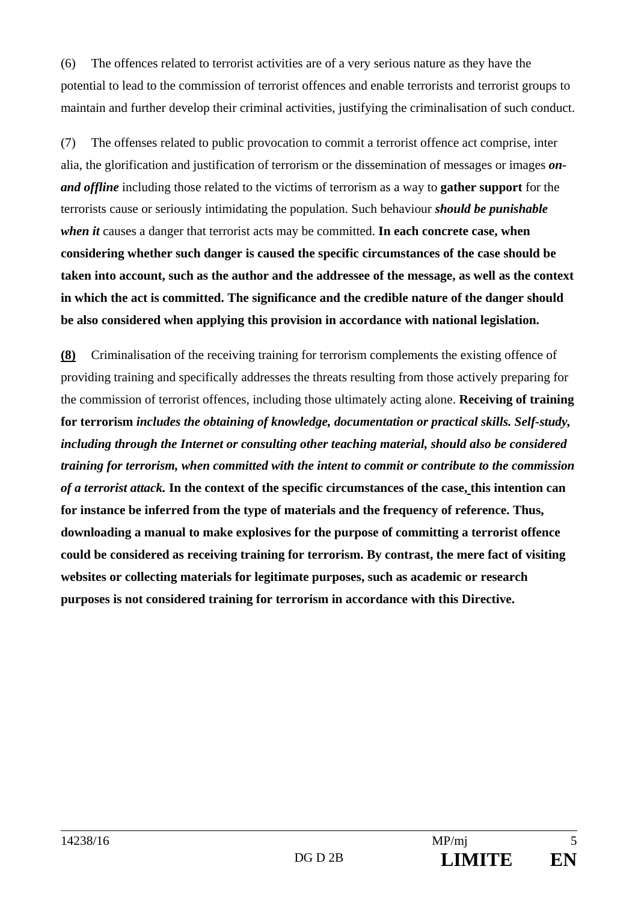(6) The offences related to terrorist activities are of a very serious nature as they have the potential to lead to the commission of terrorist offences and enable terrorists and terrorist groups to maintain and further develop their criminal activities, justifying the criminalisation of such conduct.

(7) The offenses related to public provocation to commit a terrorist offence act comprise, inter alia, the glorification and justification of terrorism or the dissemination of messages or images ***on- and offline*** including those related to the victims of terrorism as a way to **gather support** for the terrorists cause or seriously intimidating the population. Such behaviour ***should be punishable when it*** causes a danger that terrorist acts may be committed. **In each concrete case, when considering whether such danger is caused the specific circumstances of the case should be taken into account, such as the author and the addressee of the message, as well as the context in which the act is committed. The significance and the credible nature of the danger should be also considered when applying this provision in accordance with national legislation.**

**(8)** Criminalisation of the receiving training for terrorism complements the existing offence of providing training and specifically addresses the threats resulting from those actively preparing for the commission of terrorist offences, including those ultimately acting alone. **Receiving of training for terrorism *includes the obtaining of knowledge, documentation or practical skills. Self-study, including through the Internet or consulting other teaching material, should also be considered training for terrorism, when committed with the intent to commit or contribute to the commission of a terrorist attack.* In the context of the specific circumstances of the case, this intention can for instance be inferred from the type of materials and the frequency of reference. Thus, downloading a manual to make explosives for the purpose of committing a terrorist offence could be considered as receiving training for terrorism. By contrast, the mere fact of visiting websites or collecting materials for legitimate purposes, such as academic or research purposes is not considered training for terrorism in accordance with this Directive.**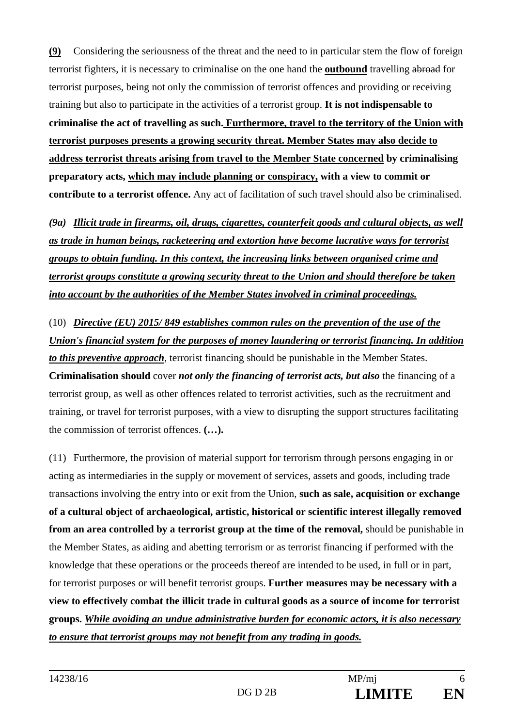**(9)** Considering the seriousness of the threat and the need to in particular stem the flow of foreign terrorist fighters, it is necessary to criminalise on the one hand the **outbound** travelling ~~abroad~~ for terrorist purposes, being not only the commission of terrorist offences and providing or receiving training but also to participate in the activities of a terrorist group. **It is not indispensable to criminalise the act of travelling as such. Furthermore, travel to the territory of the Union with terrorist purposes presents a growing security threat. Member States may also decide to address terrorist threats arising from travel to the Member State concerned by criminalising preparatory acts, which may include planning or conspiracy, with a view to commit or contribute to a terrorist offence.** Any act of facilitation of such travel should also be criminalised.

*(9a)* ***Illicit trade in firearms, oil, drugs, cigarettes, counterfeit goods and cultural objects, as well as trade in human beings, racketeering and extortion have become lucrative ways for terrorist groups to obtain funding. In this context, the increasing links between organised crime and terrorist groups constitute a growing security threat to the Union and should therefore be taken into account by the authorities of the Member States involved in criminal proceedings.***

(10) ***Directive (EU) 2015/ 849 establishes common rules on the prevention of the use of the Union's financial system for the purposes of money laundering or terrorist financing. In addition to this preventive approach***, terrorist financing should be punishable in the Member States. **Criminalisation should** cover ***not only the financing of terrorist acts, but also*** the financing of a terrorist group, as well as other offences related to terrorist activities, such as the recruitment and training, or travel for terrorist purposes, with a view to disrupting the support structures facilitating the commission of terrorist offences. **(…).**

(11) Furthermore, the provision of material support for terrorism through persons engaging in or acting as intermediaries in the supply or movement of services, assets and goods, including trade transactions involving the entry into or exit from the Union, **such as sale, acquisition or exchange of a cultural object of archaeological, artistic, historical or scientific interest illegally removed from an area controlled by a terrorist group at the time of the removal,** should be punishable in the Member States, as aiding and abetting terrorism or as terrorist financing if performed with the knowledge that these operations or the proceeds thereof are intended to be used, in full or in part, for terrorist purposes or will benefit terrorist groups. **Further measures may be necessary with a view to effectively combat the illicit trade in cultural goods as a source of income for terrorist groups.** ***While avoiding an undue administrative burden for economic actors, it is also necessary to ensure that terrorist groups may not benefit from any trading in goods.***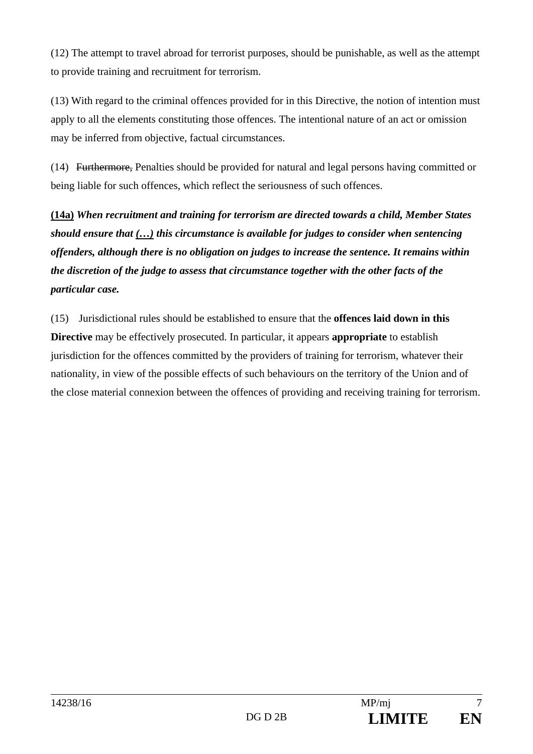(12) The attempt to travel abroad for terrorist purposes, should be punishable, as well as the attempt to provide training and recruitment for terrorism.

(13) With regard to the criminal offences provided for in this Directive, the notion of intention must apply to all the elements constituting those offences. The intentional nature of an act or omission may be inferred from objective, factual circumstances.

(14) ~~Furthermore,~~ Penalties should be provided for natural and legal persons having committed or being liable for such offences, which reflect the seriousness of such offences.

***<u>(14a)</u> When recruitment and training for terrorism are directed towards a child, Member States should ensure that <u>(…)</u> this circumstance is available for judges to consider when sentencing offenders, although there is no obligation on judges to increase the sentence. It remains within the discretion of the judge to assess that circumstance together with the other facts of the particular case.***

(15) Jurisdictional rules should be established to ensure that the **offences laid down in this Directive** may be effectively prosecuted. In particular, it appears **appropriate** to establish jurisdiction for the offences committed by the providers of training for terrorism, whatever their nationality, in view of the possible effects of such behaviours on the territory of the Union and of the close material connexion between the offences of providing and receiving training for terrorism.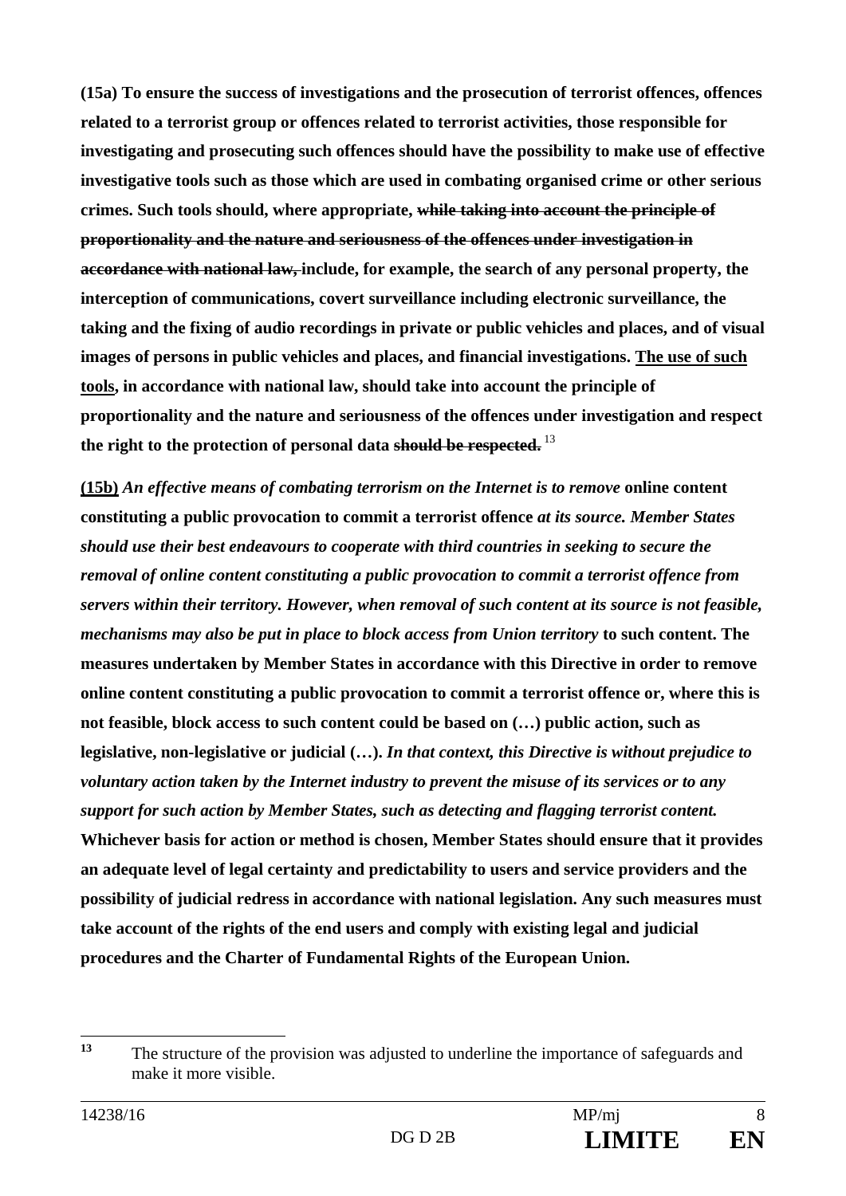**(15a) To ensure the success of investigations and the prosecution of terrorist offences, offences related to a terrorist group or offences related to terrorist activities, those responsible for investigating and prosecuting such offences should have the possibility to make use of effective investigative tools such as those which are used in combating organised crime or other serious crimes. Such tools should, where appropriate, ~~while taking into account the principle of proportionality and the nature and seriousness of the offences under investigation in accordance with national law,~~ include, for example, the search of any personal property, the interception of communications, covert surveillance including electronic surveillance, the taking and the fixing of audio recordings in private or public vehicles and places, and of visual images of persons in public vehicles and places, and financial investigations. <u>The use of such tools</u>, in accordance with national law, should take into account the principle of proportionality and the nature and seriousness of the offences under investigation and respect the right to the protection of personal data ~~should be respected.~~** [13]

**<u>(15b)</u>** ***An effective means of combating terrorism on the Internet is to remove*** **online content constituting a public provocation to commit a terrorist offence** ***at its source. Member States should use their best endeavours to cooperate with third countries in seeking to secure the removal of online content constituting a public provocation to commit a terrorist offence from servers within their territory. However, when removal of such content at its source is not feasible, mechanisms may also be put in place to block access from Union territory*** **to such content. The measures undertaken by Member States in accordance with this Directive in order to remove online content constituting a public provocation to commit a terrorist offence or, where this is not feasible, block access to such content could be based on (…) public action, such as legislative, non-legislative or judicial (…).** ***In that context, this Directive is without prejudice to voluntary action taken by the Internet industry to prevent the misuse of its services or to any support for such action by Member States, such as detecting and flagging terrorist content.*** **Whichever basis for action or method is chosen, Member States should ensure that it provides an adequate level of legal certainty and predictability to users and service providers and the possibility of judicial redress in accordance with national legislation. Any such measures must take account of the rights of the end users and comply with existing legal and judicial procedures and the Charter of Fundamental Rights of the European Union.**

---

[13] The structure of the provision was adjusted to underline the importance of safeguards and make it more visible.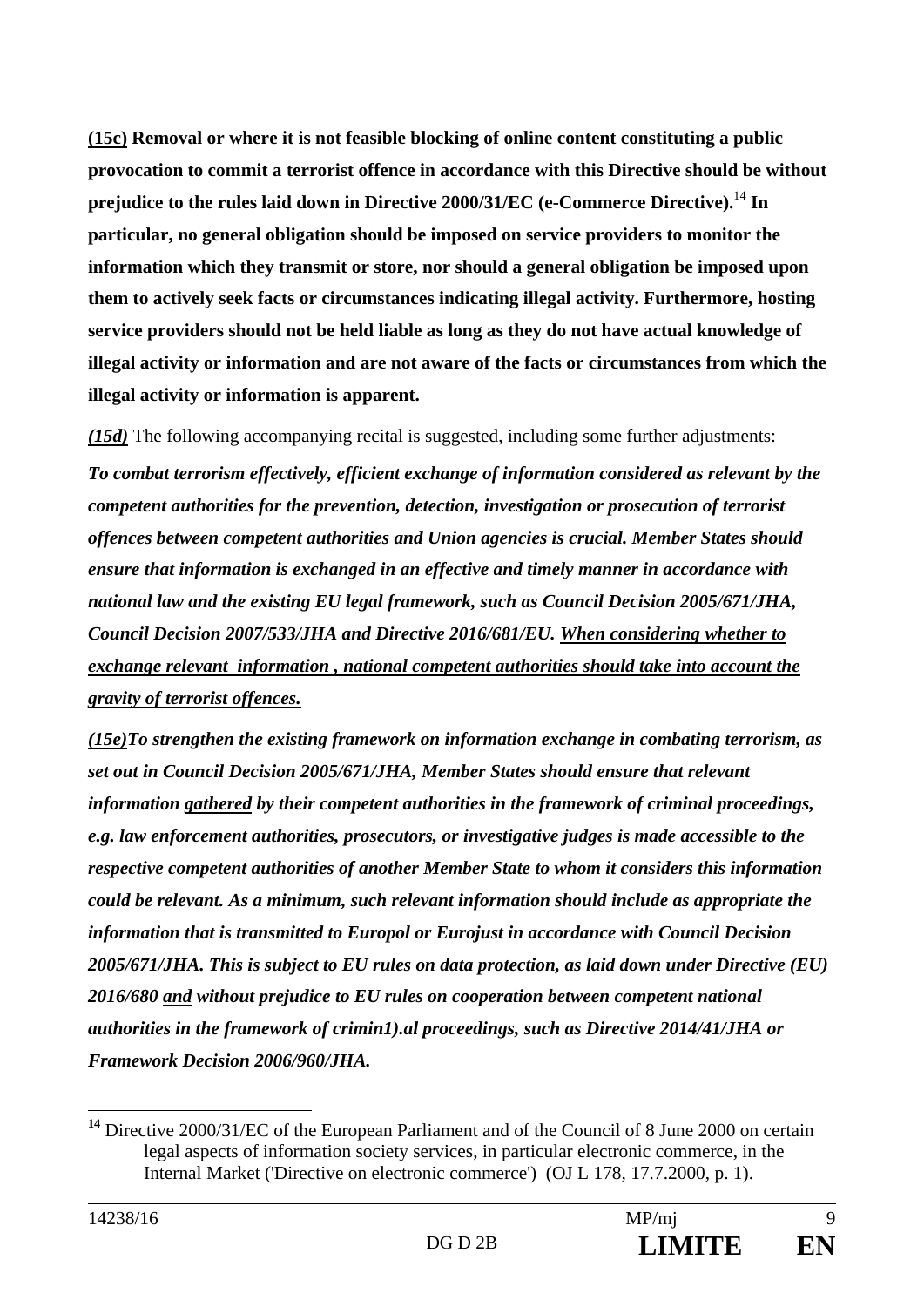**<u>(15c)</u> Removal or where it is not feasible blocking of online content constituting a public provocation to commit a terrorist offence in accordance with this Directive should be without prejudice to the rules laid down in Directive 2000/31/EC (e-Commerce Directive).**[14] **In particular, no general obligation should be imposed on service providers to monitor the information which they transmit or store, nor should a general obligation be imposed upon them to actively seek facts or circumstances indicating illegal activity. Furthermore, hosting service providers should not be held liable as long as they do not have actual knowledge of illegal activity or information and are not aware of the facts or circumstances from which the illegal activity or information is apparent.**

***<u>(15d)</u>*** The following accompanying recital is suggested, including some further adjustments:

***To combat terrorism effectively, efficient exchange of information considered as relevant by the competent authorities for the prevention, detection, investigation or prosecution of terrorist offences between competent authorities and Union agencies is crucial. Member States should ensure that information is exchanged in an effective and timely manner in accordance with national law and the existing EU legal framework, such as Council Decision 2005/671/JHA, Council Decision 2007/533/JHA and Directive 2016/681/EU. <u>When considering whether to exchange relevant information , national competent authorities should take into account the gravity of terrorist offences.</u>***

***<u>(15e)</u>To strengthen the existing framework on information exchange in combating terrorism, as set out in Council Decision 2005/671/JHA, Member States should ensure that relevant information <u>gathered</u> by their competent authorities in the framework of criminal proceedings, e.g. law enforcement authorities, prosecutors, or investigative judges is made accessible to the respective competent authorities of another Member State to whom it considers this information could be relevant. As a minimum, such relevant information should include as appropriate the information that is transmitted to Europol or Eurojust in accordance with Council Decision 2005/671/JHA. This is subject to EU rules on data protection, as laid down under Directive (EU) 2016/680 <u>and</u> without prejudice to EU rules on cooperation between competent national authorities in the framework of crimin1).al proceedings, such as Directive 2014/41/JHA or Framework Decision 2006/960/JHA.***

---

[14] Directive 2000/31/EC of the European Parliament and of the Council of 8 June 2000 on certain legal aspects of information society services, in particular electronic commerce, in the Internal Market ('Directive on electronic commerce') (OJ L 178, 17.7.2000, p. 1).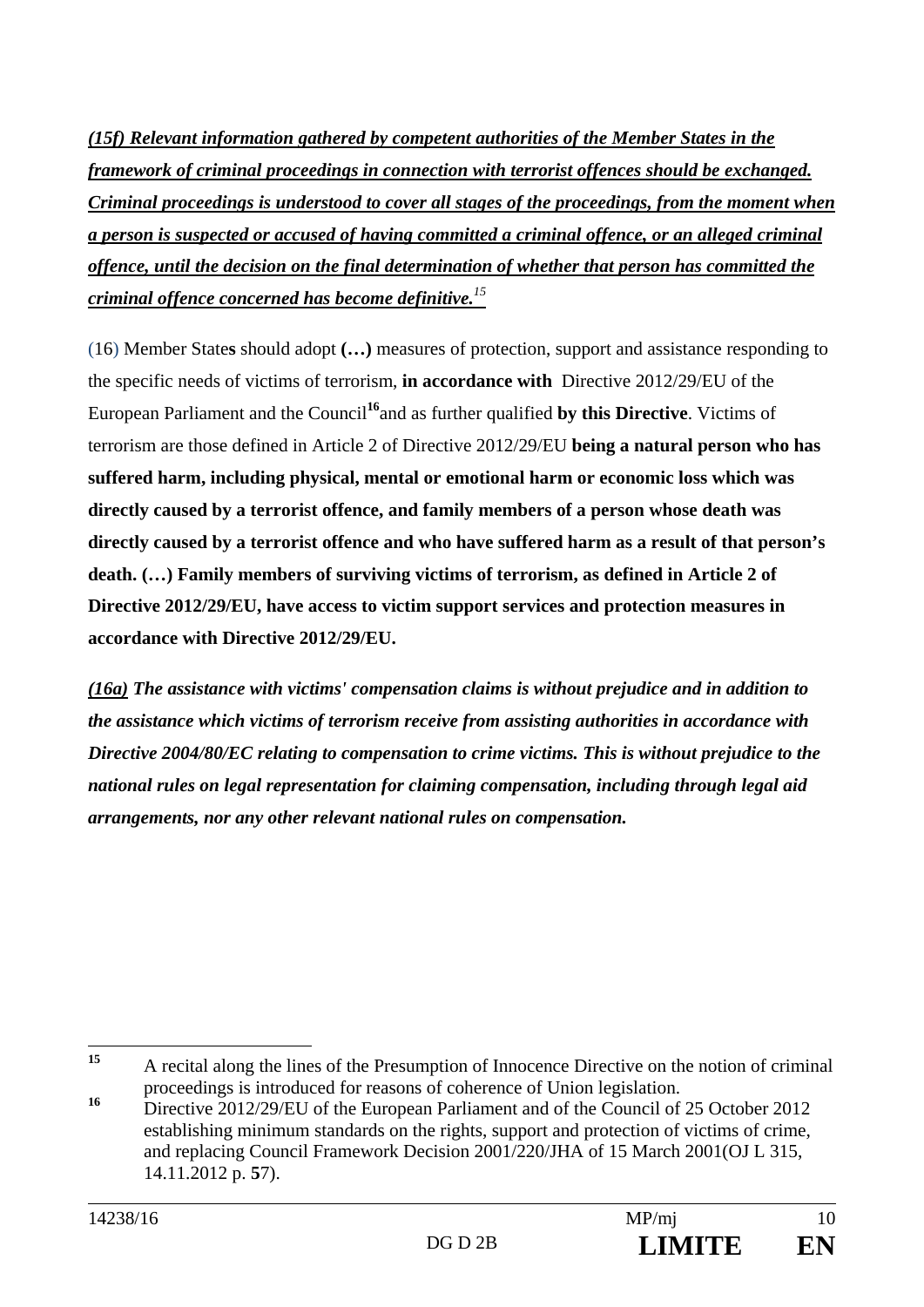***(15f) Relevant information gathered by competent authorities of the Member States in the framework of criminal proceedings in connection with terrorist offences should be exchanged. Criminal proceedings is understood to cover all stages of the proceedings, from the moment when a person is suspected or accused of having committed a criminal offence, or an alleged criminal offence, until the decision on the final determination of whether that person has committed the criminal offence concerned has become definitive.***[15]

(16) Member States should adopt **(…)** measures of protection, support and assistance responding to the specific needs of victims of terrorism, **in accordance with** Directive 2012/29/EU of the European Parliament and the Council[16] and as further qualified **by this Directive**. Victims of terrorism are those defined in Article 2 of Directive 2012/29/EU **being a natural person who has suffered harm, including physical, mental or emotional harm or economic loss which was directly caused by a terrorist offence, and family members of a person whose death was directly caused by a terrorist offence and who have suffered harm as a result of that person's death. (…) Family members of surviving victims of terrorism, as defined in Article 2 of Directive 2012/29/EU, have access to victim support services and protection measures in accordance with Directive 2012/29/EU.**

***(16a)*** ***The assistance with victims' compensation claims is without prejudice and in addition to the assistance which victims of terrorism receive from assisting authorities in accordance with Directive 2004/80/EC relating to compensation to crime victims. This is without prejudice to the national rules on legal representation for claiming compensation, including through legal aid arrangements, nor any other relevant national rules on compensation.***

---

[15] A recital along the lines of the Presumption of Innocence Directive on the notion of criminal proceedings is introduced for reasons of coherence of Union legislation.

[16] Directive 2012/29/EU of the European Parliament and of the Council of 25 October 2012 establishing minimum standards on the rights, support and protection of victims of crime, and replacing Council Framework Decision 2001/220/JHA of 15 March 2001(OJ L 315, 14.11.2012 p. **5**7).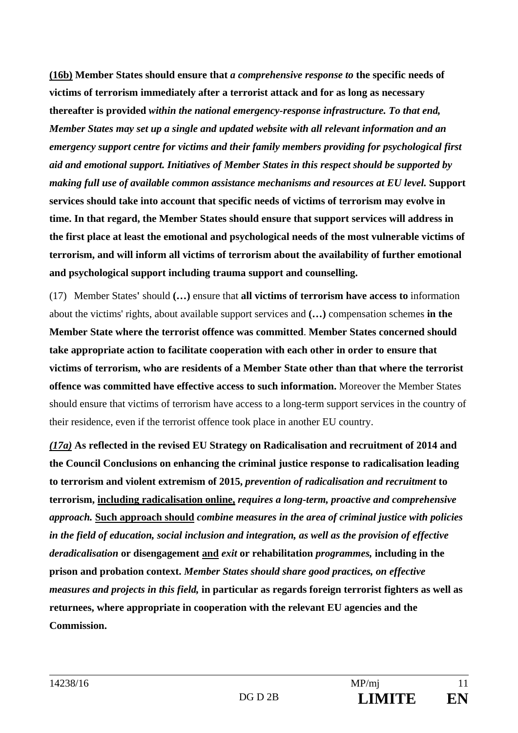**<u>(16b)</u> Member States should ensure that** ***a comprehensive response to*** **the specific needs of victims of terrorism immediately after a terrorist attack and for as long as necessary thereafter is provided** ***within the national emergency-response infrastructure. To that end, Member States may set up a single and updated website with all relevant information and an emergency support centre for victims and their family members providing for psychological first aid and emotional support. Initiatives of Member States in this respect should be supported by making full use of available common assistance mechanisms and resources at EU level.*** **Support services should take into account that specific needs of victims of terrorism may evolve in time. In that regard, the Member States should ensure that support services will address in the first place at least the emotional and psychological needs of the most vulnerable victims of terrorism, and will inform all victims of terrorism about the availability of further emotional and psychological support including trauma support and counselling.**

(17) Member States' should **(…)** ensure that **all victims of terrorism have access to** information about the victims' rights, about available support services and **(…)** compensation schemes **in the Member State where the terrorist offence was committed**. **Member States concerned should take appropriate action to facilitate cooperation with each other in order to ensure that victims of terrorism, who are residents of a Member State other than that where the terrorist offence was committed have effective access to such information.** Moreover the Member States should ensure that victims of terrorism have access to a long-term support services in the country of their residence, even if the terrorist offence took place in another EU country.

***<u>(17a)</u>*** **As reflected in the revised EU Strategy on Radicalisation and recruitment of 2014 and the Council Conclusions on enhancing the criminal justice response to radicalisation leading to terrorism and violent extremism of 2015,** ***prevention of radicalisation and recruitment*** **to terrorism, <u>including radicalisation online,</u>** ***requires a long-term, proactive and comprehensive approach.*** **<u>Such approach should</u>** ***combine measures in the area of criminal justice with policies in the field of education, social inclusion and integration, as well as the provision of effective deradicalisation*** **or disengagement <u>and</u>** ***exit*** **or rehabilitation** ***programmes,*** **including in the prison and probation context.** ***Member States should share good practices, on effective measures and projects in this field,*** **in particular as regards foreign terrorist fighters as well as returnees, where appropriate in cooperation with the relevant EU agencies and the Commission.**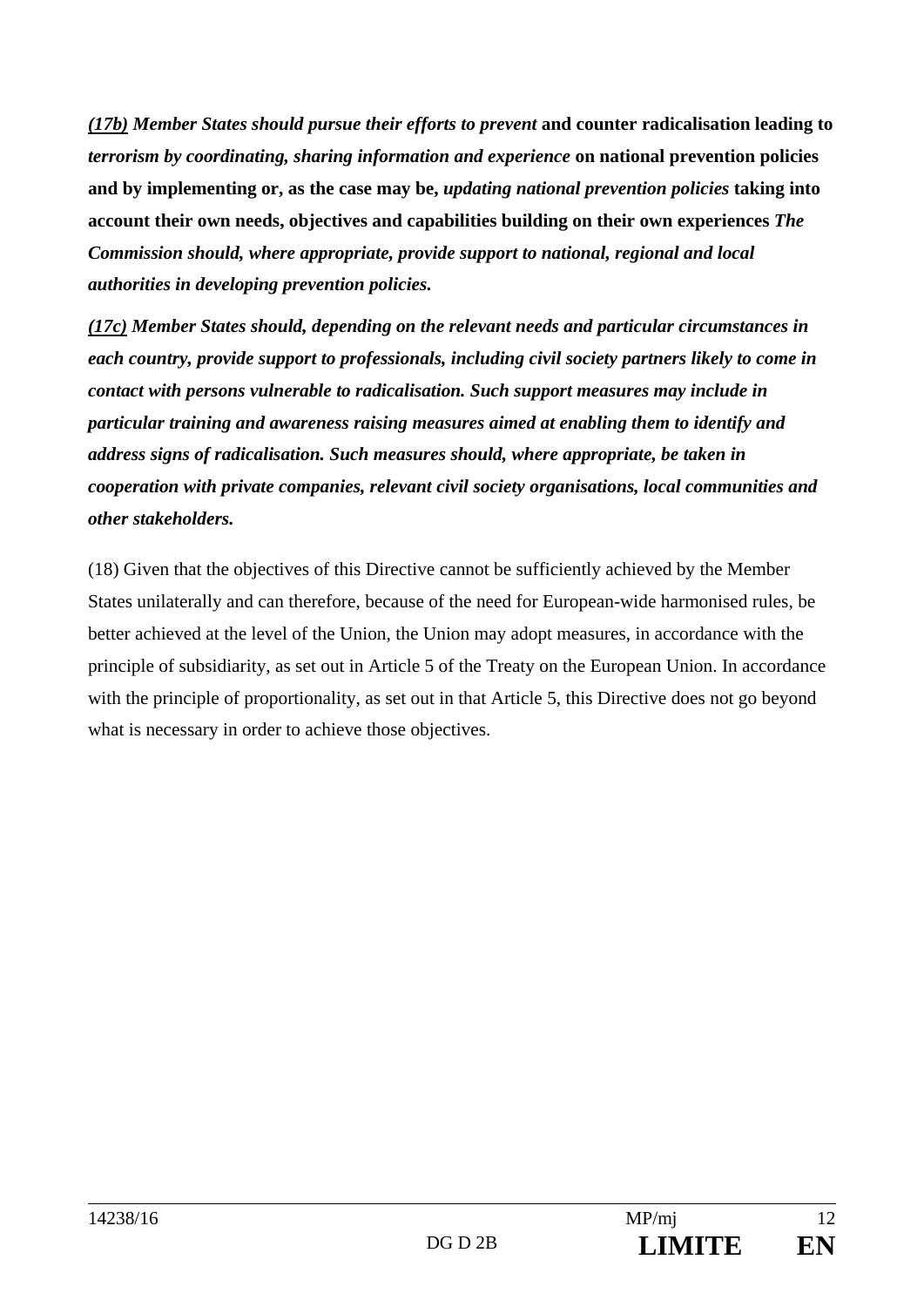***(17b)* Member States should pursue their efforts to prevent** **and counter radicalisation leading to** ***terrorism by coordinating, sharing information and experience*** **on national prevention policies and by implementing or, as the case may be,** ***updating national prevention policies*** **taking into account their own needs, objectives and capabilities building on their own experiences** ***The Commission should, where appropriate, provide support to national, regional and local authorities in developing prevention policies.***

***(17c)* Member States should, depending on the relevant needs and particular circumstances in each country, provide support to professionals, including civil society partners likely to come in contact with persons vulnerable to radicalisation. Such support measures may include in particular training and awareness raising measures aimed at enabling them to identify and address signs of radicalisation. Such measures should, where appropriate, be taken in cooperation with private companies, relevant civil society organisations, local communities and other stakeholders.**

(18) Given that the objectives of this Directive cannot be sufficiently achieved by the Member States unilaterally and can therefore, because of the need for European-wide harmonised rules, be better achieved at the level of the Union, the Union may adopt measures, in accordance with the principle of subsidiarity, as set out in Article 5 of the Treaty on the European Union. In accordance with the principle of proportionality, as set out in that Article 5, this Directive does not go beyond what is necessary in order to achieve those objectives.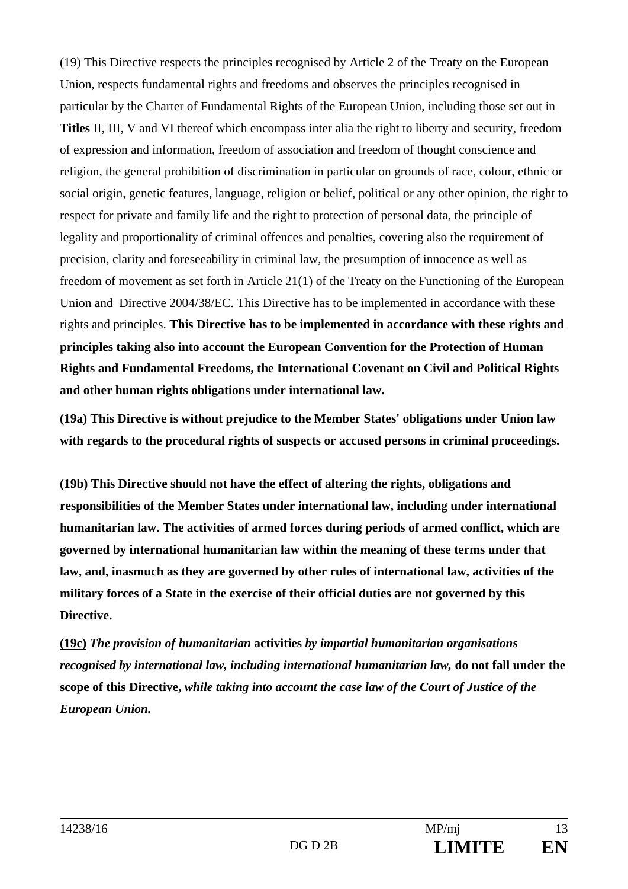(19) This Directive respects the principles recognised by Article 2 of the Treaty on the European Union, respects fundamental rights and freedoms and observes the principles recognised in particular by the Charter of Fundamental Rights of the European Union, including those set out in **Titles** II, III, V and VI thereof which encompass inter alia the right to liberty and security, freedom of expression and information, freedom of association and freedom of thought conscience and religion, the general prohibition of discrimination in particular on grounds of race, colour, ethnic or social origin, genetic features, language, religion or belief, political or any other opinion, the right to respect for private and family life and the right to protection of personal data, the principle of legality and proportionality of criminal offences and penalties, covering also the requirement of precision, clarity and foreseeability in criminal law, the presumption of innocence as well as freedom of movement as set forth in Article 21(1) of the Treaty on the Functioning of the European Union and Directive 2004/38/EC. This Directive has to be implemented in accordance with these rights and principles. **This Directive has to be implemented in accordance with these rights and principles taking also into account the European Convention for the Protection of Human Rights and Fundamental Freedoms, the International Covenant on Civil and Political Rights and other human rights obligations under international law.**

**(19a) This Directive is without prejudice to the Member States' obligations under Union law with regards to the procedural rights of suspects or accused persons in criminal proceedings.**

**(19b) This Directive should not have the effect of altering the rights, obligations and responsibilities of the Member States under international law, including under international humanitarian law. The activities of armed forces during periods of armed conflict, which are governed by international humanitarian law within the meaning of these terms under that law, and, inasmuch as they are governed by other rules of international law, activities of the military forces of a State in the exercise of their official duties are not governed by this Directive.**

**(19c)** ***The provision of humanitarian*** **activities** ***by impartial humanitarian organisations recognised by international law, including international humanitarian law,*** **do not fall under the scope of this Directive*****, while taking into account the case law of the Court of Justice of the European Union.***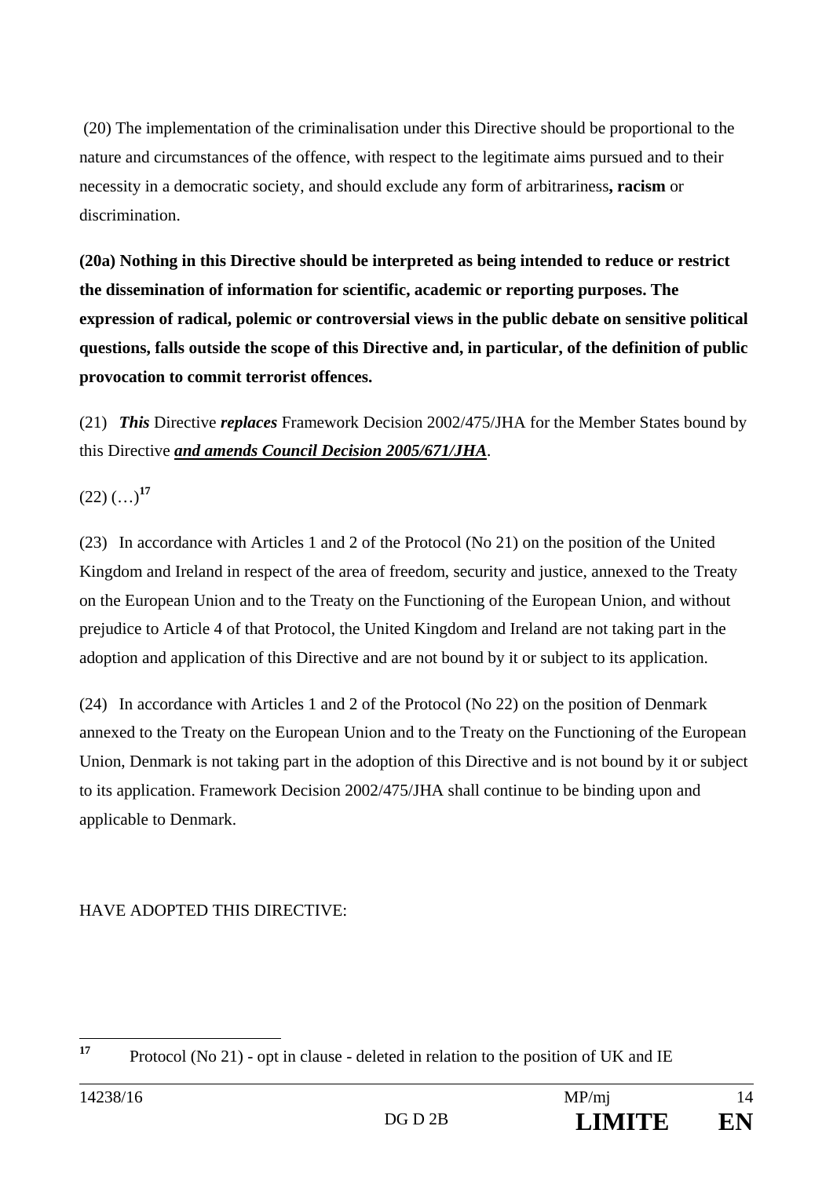(20) The implementation of the criminalisation under this Directive should be proportional to the nature and circumstances of the offence, with respect to the legitimate aims pursued and to their necessity in a democratic society, and should exclude any form of arbitrariness**, racism** or discrimination.

**(20a) Nothing in this Directive should be interpreted as being intended to reduce or restrict the dissemination of information for scientific, academic or reporting purposes. The expression of radical, polemic or controversial views in the public debate on sensitive political questions, falls outside the scope of this Directive and, in particular, of the definition of public provocation to commit terrorist offences.**

(21) ***This*** Directive ***replaces*** Framework Decision 2002/475/JHA for the Member States bound by this Directive ***<u>and amends Council Decision 2005/671/JHA</u>***.

(22) (…)[17]

(23) In accordance with Articles 1 and 2 of the Protocol (No 21) on the position of the United Kingdom and Ireland in respect of the area of freedom, security and justice, annexed to the Treaty on the European Union and to the Treaty on the Functioning of the European Union, and without prejudice to Article 4 of that Protocol, the United Kingdom and Ireland are not taking part in the adoption and application of this Directive and are not bound by it or subject to its application.

(24) In accordance with Articles 1 and 2 of the Protocol (No 22) on the position of Denmark annexed to the Treaty on the European Union and to the Treaty on the Functioning of the European Union, Denmark is not taking part in the adoption of this Directive and is not bound by it or subject to its application. Framework Decision 2002/475/JHA shall continue to be binding upon and applicable to Denmark.

HAVE ADOPTED THIS DIRECTIVE:

---

[17] Protocol (No 21) - opt in clause - deleted in relation to the position of UK and IE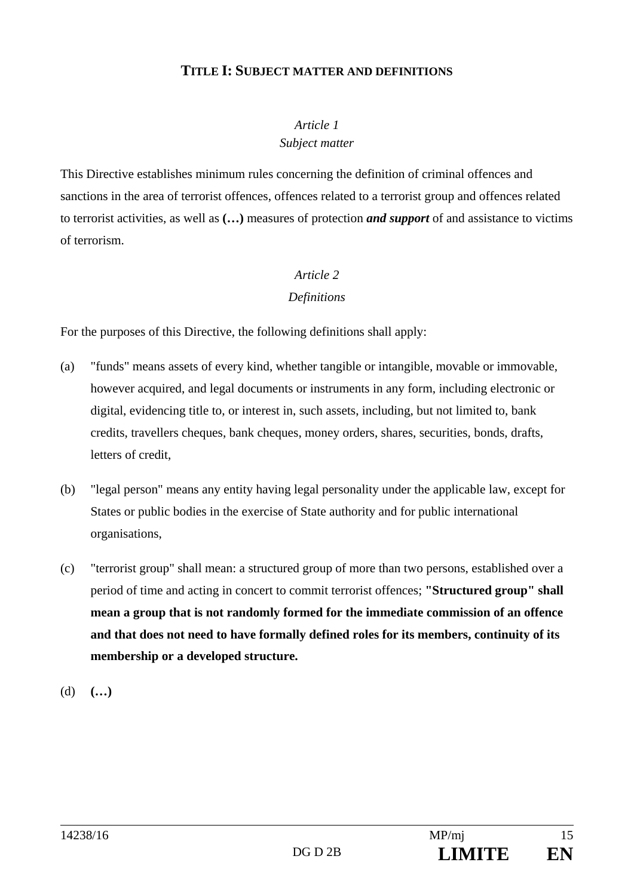## TITLE I: SUBJECT MATTER AND DEFINITIONS

*Article 1*

*Subject matter*

This Directive establishes minimum rules concerning the definition of criminal offences and sanctions in the area of terrorist offences, offences related to a terrorist group and offences related to terrorist activities, as well as **(…)** measures of protection ***and support*** of and assistance to victims of terrorism.

*Article 2*

*Definitions*

For the purposes of this Directive, the following definitions shall apply:

(a) "funds" means assets of every kind, whether tangible or intangible, movable or immovable, however acquired, and legal documents or instruments in any form, including electronic or digital, evidencing title to, or interest in, such assets, including, but not limited to, bank credits, travellers cheques, bank cheques, money orders, shares, securities, bonds, drafts, letters of credit,

(b) "legal person" means any entity having legal personality under the applicable law, except for States or public bodies in the exercise of State authority and for public international organisations,

(c) "terrorist group" shall mean: a structured group of more than two persons, established over a period of time and acting in concert to commit terrorist offences; **"Structured group" shall mean a group that is not randomly formed for the immediate commission of an offence and that does not need to have formally defined roles for its members, continuity of its membership or a developed structure.**

(d) **(…)**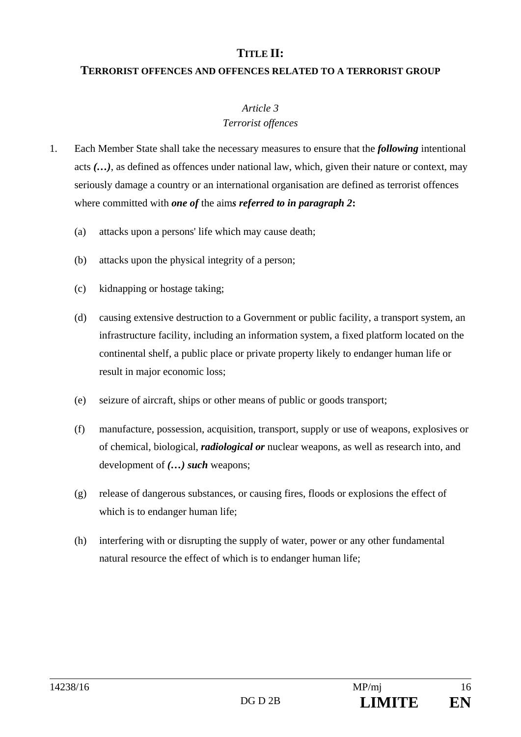## TITLE II:

## TERRORIST OFFENCES AND OFFENCES RELATED TO A TERRORIST GROUP

*Article 3*

*Terrorist offences*

1. Each Member State shall take the necessary measures to ensure that the ***following*** intentional acts ***(…)***, as defined as offences under national law, which, given their nature or context, may seriously damage a country or an international organisation are defined as terrorist offences where committed with ***one of*** the aim***s referred to in paragraph 2*****:**

   (a) attacks upon a persons' life which may cause death;

   (b) attacks upon the physical integrity of a person;

   (c) kidnapping or hostage taking;

   (d) causing extensive destruction to a Government or public facility, a transport system, an infrastructure facility, including an information system, a fixed platform located on the continental shelf, a public place or private property likely to endanger human life or result in major economic loss;

   (e) seizure of aircraft, ships or other means of public or goods transport;

   (f) manufacture, possession, acquisition, transport, supply or use of weapons, explosives or of chemical, biological, ***radiological or*** nuclear weapons, as well as research into, and development of ***(…) such*** weapons;

   (g) release of dangerous substances, or causing fires, floods or explosions the effect of which is to endanger human life;

   (h) interfering with or disrupting the supply of water, power or any other fundamental natural resource the effect of which is to endanger human life;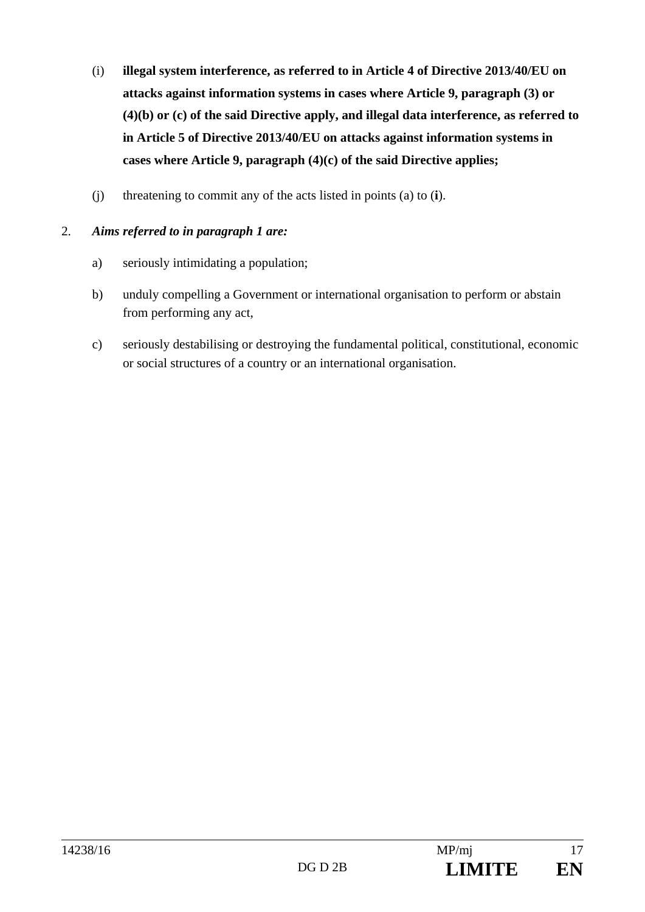(i) **illegal system interference, as referred to in Article 4 of Directive 2013/40/EU on attacks against information systems in cases where Article 9, paragraph (3) or (4)(b) or (c) of the said Directive apply, and illegal data interference, as referred to in Article 5 of Directive 2013/40/EU on attacks against information systems in cases where Article 9, paragraph (4)(c) of the said Directive applies;**

(j) threatening to commit any of the acts listed in points (a) to (**i**).

2. ***Aims referred to in paragraph 1 are:***

a) seriously intimidating a population;

b) unduly compelling a Government or international organisation to perform or abstain from performing any act,

c) seriously destabilising or destroying the fundamental political, constitutional, economic or social structures of a country or an international organisation.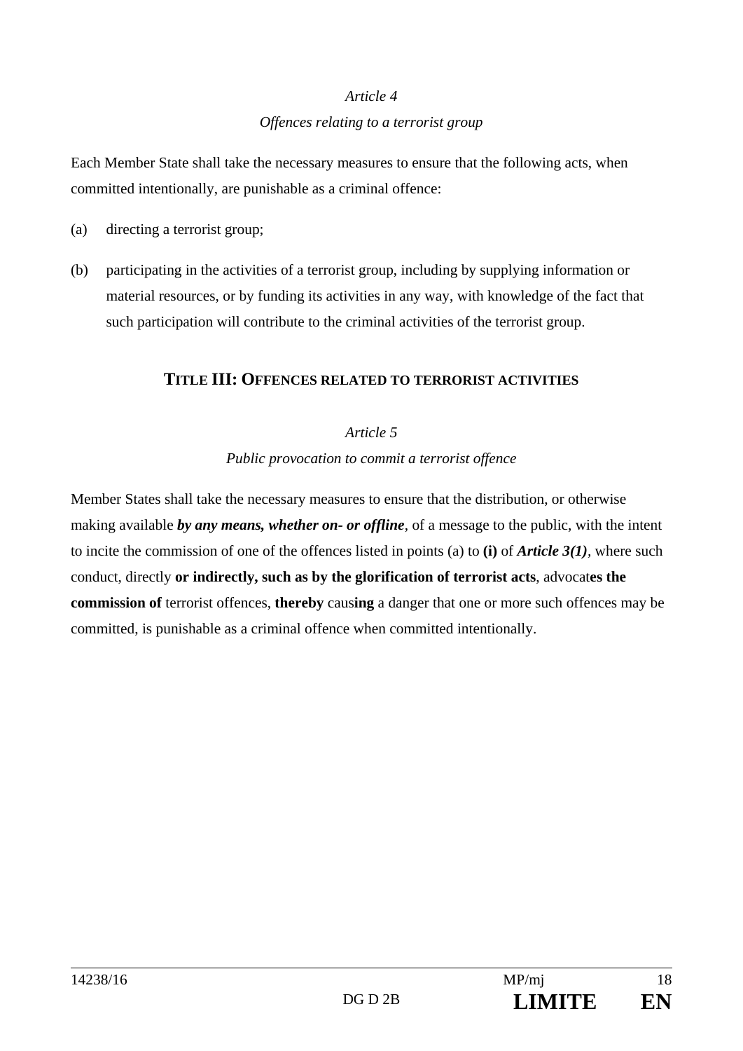*Article 4*

*Offences relating to a terrorist group*

Each Member State shall take the necessary measures to ensure that the following acts, when committed intentionally, are punishable as a criminal offence:

(a) directing a terrorist group;

(b) participating in the activities of a terrorist group, including by supplying information or material resources, or by funding its activities in any way, with knowledge of the fact that such participation will contribute to the criminal activities of the terrorist group.

## TITLE III: OFFENCES RELATED TO TERRORIST ACTIVITIES

*Article 5*

*Public provocation to commit a terrorist offence*

Member States shall take the necessary measures to ensure that the distribution, or otherwise making available ***by any means, whether on- or offline***, of a message to the public, with the intent to incite the commission of one of the offences listed in points (a) to **(i)** of ***Article 3(1)***, where such conduct, directly **or indirectly, such as by the glorification of terrorist acts**, advocat**es the commission of** terrorist offences, **thereby** caus**ing** a danger that one or more such offences may be committed, is punishable as a criminal offence when committed intentionally.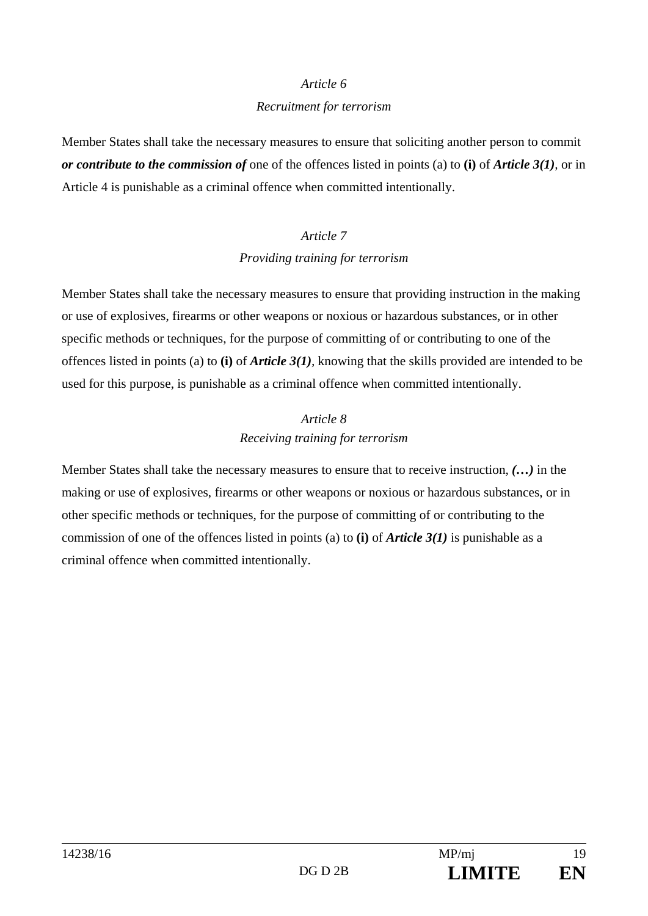*Article 6*

*Recruitment for terrorism*

Member States shall take the necessary measures to ensure that soliciting another person to commit ***or contribute to the commission of*** one of the offences listed in points (a) to **(i)** of ***Article 3(1)***, or in Article 4 is punishable as a criminal offence when committed intentionally.

*Article 7*

*Providing training for terrorism*

Member States shall take the necessary measures to ensure that providing instruction in the making or use of explosives, firearms or other weapons or noxious or hazardous substances, or in other specific methods or techniques, for the purpose of committing of or contributing to one of the offences listed in points (a) to **(i)** of ***Article 3(1)***, knowing that the skills provided are intended to be used for this purpose, is punishable as a criminal offence when committed intentionally.

*Article 8*

*Receiving training for terrorism*

Member States shall take the necessary measures to ensure that to receive instruction, ***(…)*** in the making or use of explosives, firearms or other weapons or noxious or hazardous substances, or in other specific methods or techniques, for the purpose of committing of or contributing to the commission of one of the offences listed in points (a) to **(i)** of ***Article 3(1)*** is punishable as a criminal offence when committed intentionally.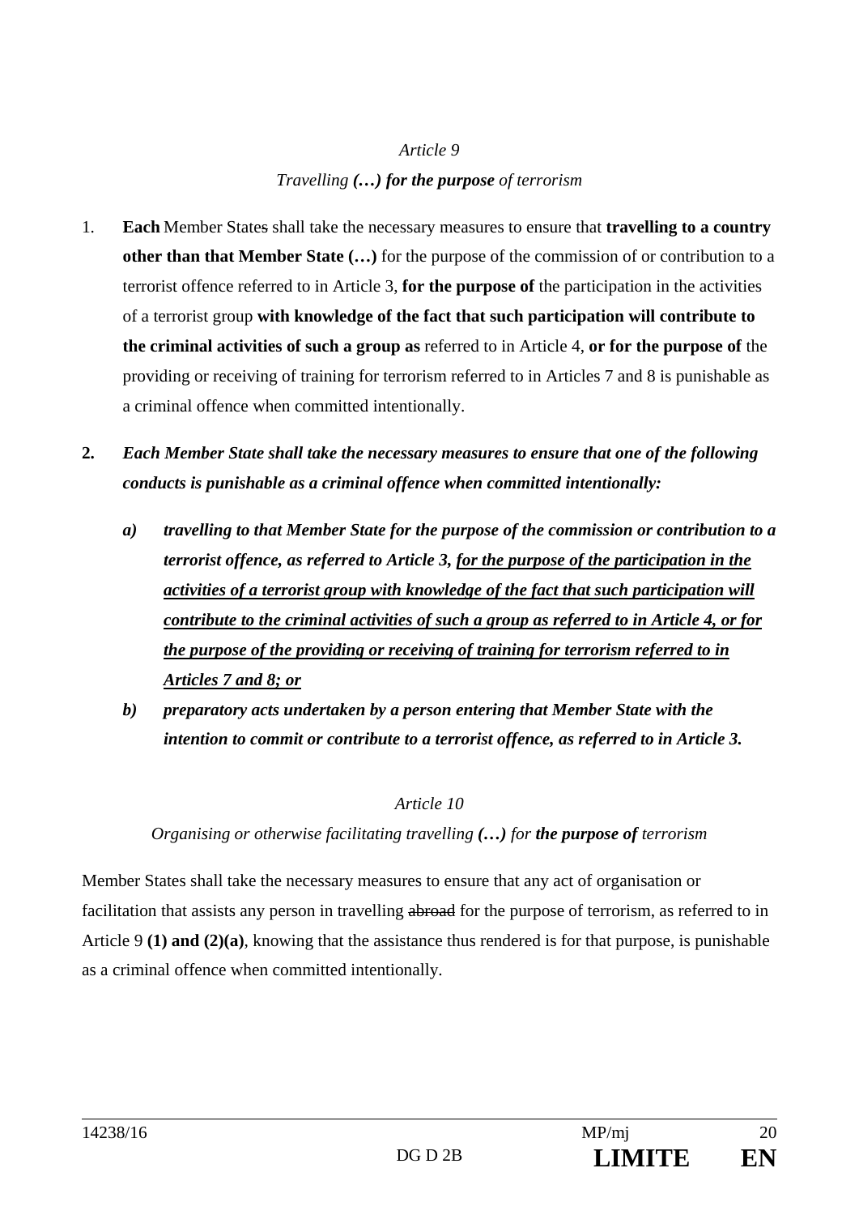*Article 9*

*Travelling **(…) for the purpose** of terrorism*

1. **Each** Member State~~s~~ shall take the necessary measures to ensure that **travelling to a country other than that Member State (…)** for the purpose of the commission of or contribution to a terrorist offence referred to in Article 3, **for the purpose of** the participation in the activities of a terrorist group **with knowledge of the fact that such participation will contribute to the criminal activities of such a group as** referred to in Article 4, **or for the purpose of** the providing or receiving of training for terrorism referred to in Articles 7 and 8 is punishable as a criminal offence when committed intentionally.

**2.** ***Each Member State shall take the necessary measures to ensure that one of the following conducts is punishable as a criminal offence when committed intentionally:***

   ***a)*** ***travelling to that Member State for the purpose of the commission or contribution to a terrorist offence, as referred to Article 3, <u>for the purpose of the participation in the activities of a terrorist group with knowledge of the fact that such participation will contribute to the criminal activities of such a group as referred to in Article 4, or for the purpose of the providing or receiving of training for terrorism referred to in Articles 7 and 8; or</u>***

   ***b)*** ***preparatory acts undertaken by a person entering that Member State with the intention to commit or contribute to a terrorist offence, as referred to in Article 3.***

*Article 10*

*Organising or otherwise facilitating travelling **(…)** for **the purpose of** terrorism*

Member States shall take the necessary measures to ensure that any act of organisation or facilitation that assists any person in travelling ~~abroad~~ for the purpose of terrorism, as referred to in Article 9 **(1) and (2)(a)**, knowing that the assistance thus rendered is for that purpose, is punishable as a criminal offence when committed intentionally.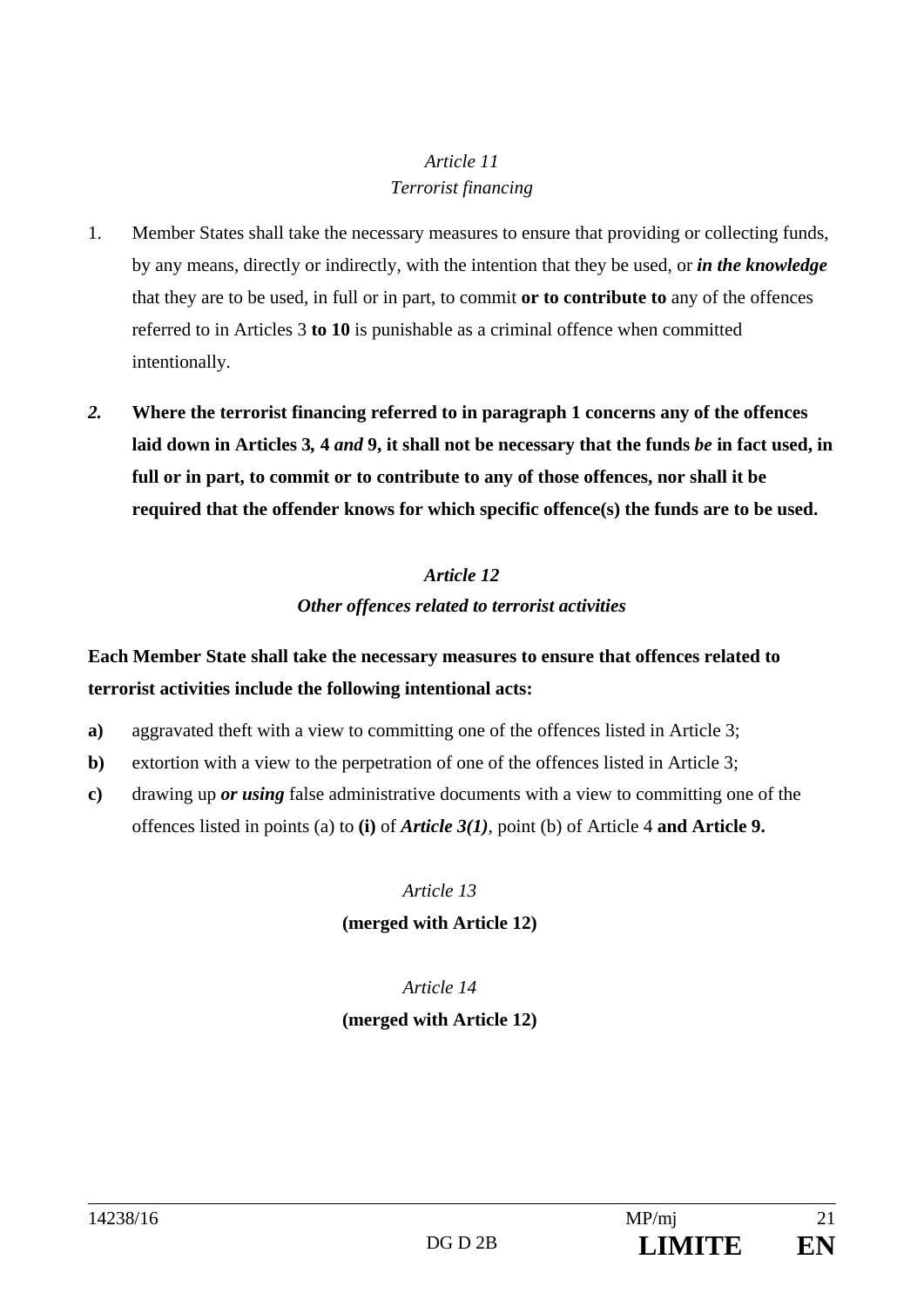*Article 11*
*Terrorist financing*

1. Member States shall take the necessary measures to ensure that providing or collecting funds, by any means, directly or indirectly, with the intention that they be used, or ***in the knowledge*** that they are to be used, in full or in part, to commit **or to contribute to** any of the offences referred to in Articles 3 **to 10** is punishable as a criminal offence when committed intentionally.

***2.*** **Where the terrorist financing referred to in paragraph 1 concerns any of the offences laid down in Articles 3, 4 *and* 9, it shall not be necessary that the funds *be* in fact used, in full or in part, to commit or to contribute to any of those offences, nor shall it be required that the offender knows for which specific offence(s) the funds are to be used.**

***Article 12***
***Other offences related to terrorist activities***

**Each Member State shall take the necessary measures to ensure that offences related to terrorist activities include the following intentional acts:**

**a)** aggravated theft with a view to committing one of the offences listed in Article 3;

**b)** extortion with a view to the perpetration of one of the offences listed in Article 3;

**c)** drawing up ***or using*** false administrative documents with a view to committing one of the offences listed in points (a) to **(i)** of ***Article 3(1)***, point (b) of Article 4 **and Article 9.**

*Article 13*
**(merged with Article 12)**

*Article 14*
**(merged with Article 12)**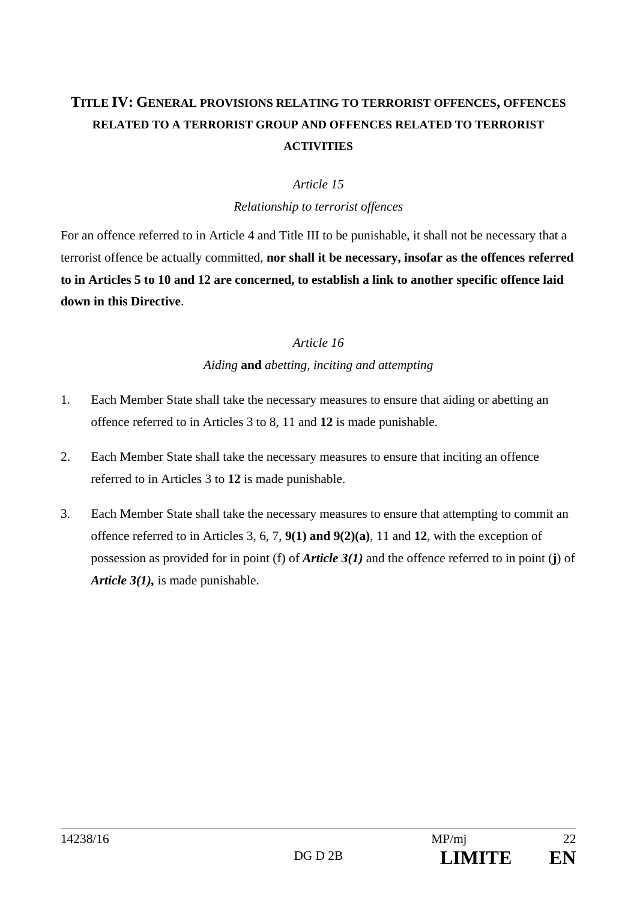## TITLE IV: GENERAL PROVISIONS RELATING TO TERRORIST OFFENCES, OFFENCES RELATED TO A TERRORIST GROUP AND OFFENCES RELATED TO TERRORIST ACTIVITIES

*Article 15*

*Relationship to terrorist offences*

For an offence referred to in Article 4 and Title III to be punishable, it shall not be necessary that a terrorist offence be actually committed, **nor shall it be necessary, insofar as the offences referred to in Articles 5 to 10 and 12 are concerned, to establish a link to another specific offence laid down in this Directive**.

*Article 16*

*Aiding* **and** *abetting, inciting and attempting*

1. Each Member State shall take the necessary measures to ensure that aiding or abetting an offence referred to in Articles 3 to 8, 11 and **12** is made punishable.

2. Each Member State shall take the necessary measures to ensure that inciting an offence referred to in Articles 3 to **12** is made punishable.

3. Each Member State shall take the necessary measures to ensure that attempting to commit an offence referred to in Articles 3, 6, 7, **9(1) and 9(2)(a)**, 11 and **12**, with the exception of possession as provided for in point (f) of ***Article 3(1)*** and the offence referred to in point (**j**) of ***Article 3(1)*,** is made punishable.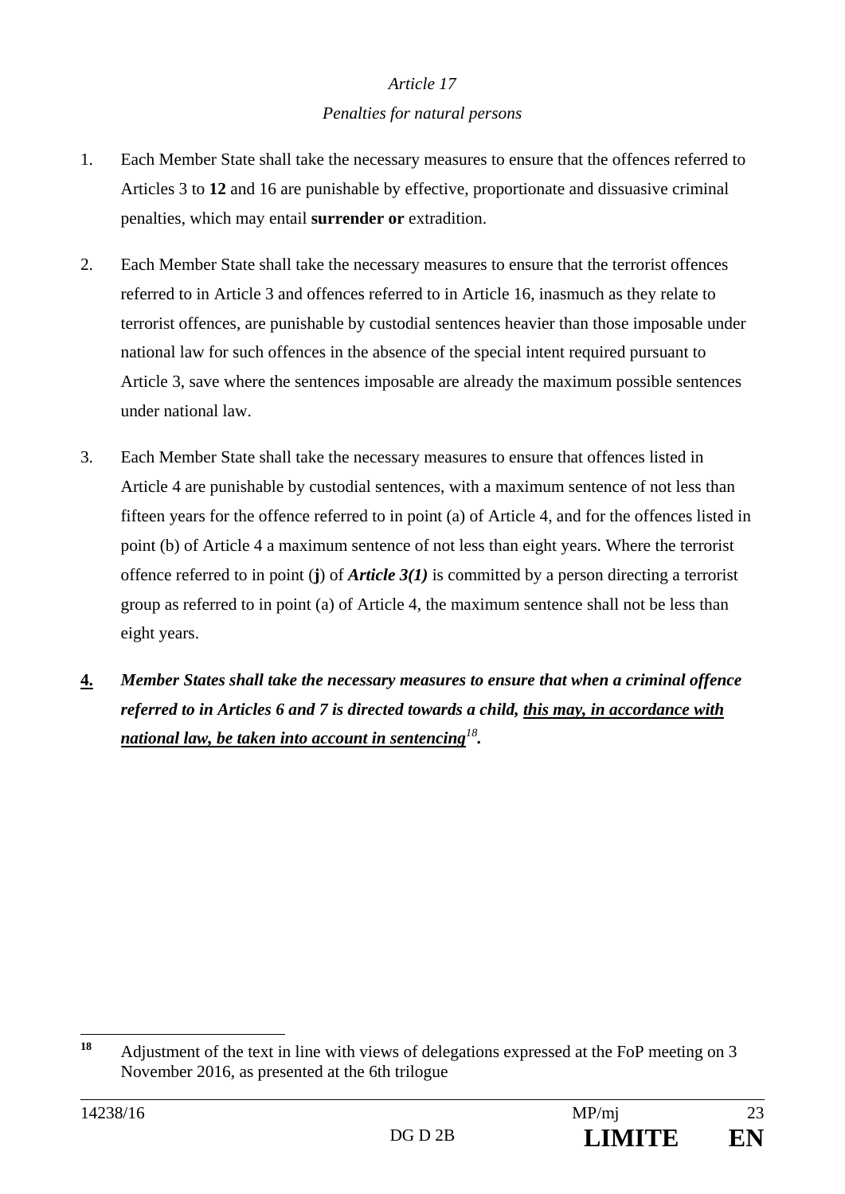*Article 17*

*Penalties for natural persons*

1. Each Member State shall take the necessary measures to ensure that the offences referred to Articles 3 to **12** and 16 are punishable by effective, proportionate and dissuasive criminal penalties, which may entail **surrender or** extradition.

2. Each Member State shall take the necessary measures to ensure that the terrorist offences referred to in Article 3 and offences referred to in Article 16, inasmuch as they relate to terrorist offences, are punishable by custodial sentences heavier than those imposable under national law for such offences in the absence of the special intent required pursuant to Article 3, save where the sentences imposable are already the maximum possible sentences under national law.

3. Each Member State shall take the necessary measures to ensure that offences listed in Article 4 are punishable by custodial sentences, with a maximum sentence of not less than fifteen years for the offence referred to in point (a) of Article 4, and for the offences listed in point (b) of Article 4 a maximum sentence of not less than eight years. Where the terrorist offence referred to in point (**j**) of ***Article 3(1)*** is committed by a person directing a terrorist group as referred to in point (a) of Article 4, the maximum sentence shall not be less than eight years.

<u>**4.**</u> ***Member States shall take the necessary measures to ensure that when a criminal offence referred to in Articles 6 and 7 is directed towards a child, <u>this may, in accordance with national law, be taken into account in sentencing</u>[18].***

[18] Adjustment of the text in line with views of delegations expressed at the FoP meeting on 3 November 2016, as presented at the 6th trilogue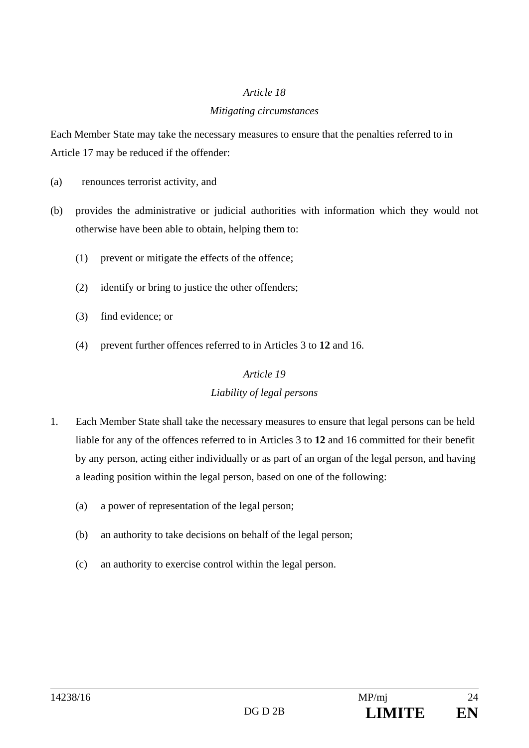*Article 18*

*Mitigating circumstances*

Each Member State may take the necessary measures to ensure that the penalties referred to in Article 17 may be reduced if the offender:

(a) renounces terrorist activity, and

(b) provides the administrative or judicial authorities with information which they would not otherwise have been able to obtain, helping them to:

  (1) prevent or mitigate the effects of the offence;

  (2) identify or bring to justice the other offenders;

  (3) find evidence; or

  (4) prevent further offences referred to in Articles 3 to **12** and 16.

*Article 19*

*Liability of legal persons*

1. Each Member State shall take the necessary measures to ensure that legal persons can be held liable for any of the offences referred to in Articles 3 to **12** and 16 committed for their benefit by any person, acting either individually or as part of an organ of the legal person, and having a leading position within the legal person, based on one of the following:

  (a) a power of representation of the legal person;

  (b) an authority to take decisions on behalf of the legal person;

  (c) an authority to exercise control within the legal person.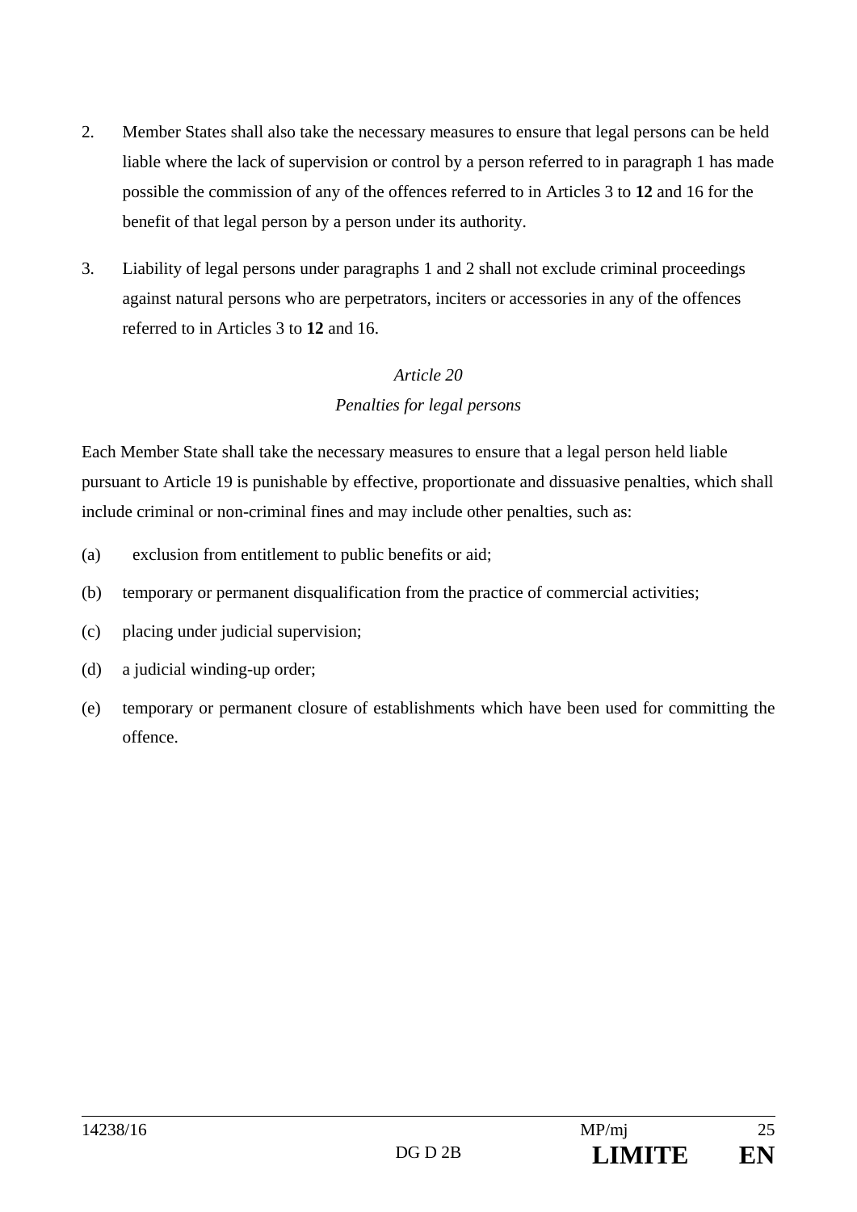2. Member States shall also take the necessary measures to ensure that legal persons can be held liable where the lack of supervision or control by a person referred to in paragraph 1 has made possible the commission of any of the offences referred to in Articles 3 to **12** and 16 for the benefit of that legal person by a person under its authority.

3. Liability of legal persons under paragraphs 1 and 2 shall not exclude criminal proceedings against natural persons who are perpetrators, inciters or accessories in any of the offences referred to in Articles 3 to **12** and 16.

*Article 20*

*Penalties for legal persons*

Each Member State shall take the necessary measures to ensure that a legal person held liable pursuant to Article 19 is punishable by effective, proportionate and dissuasive penalties, which shall include criminal or non-criminal fines and may include other penalties, such as:

(a) exclusion from entitlement to public benefits or aid;

(b) temporary or permanent disqualification from the practice of commercial activities;

(c) placing under judicial supervision;

(d) a judicial winding-up order;

(e) temporary or permanent closure of establishments which have been used for committing the offence.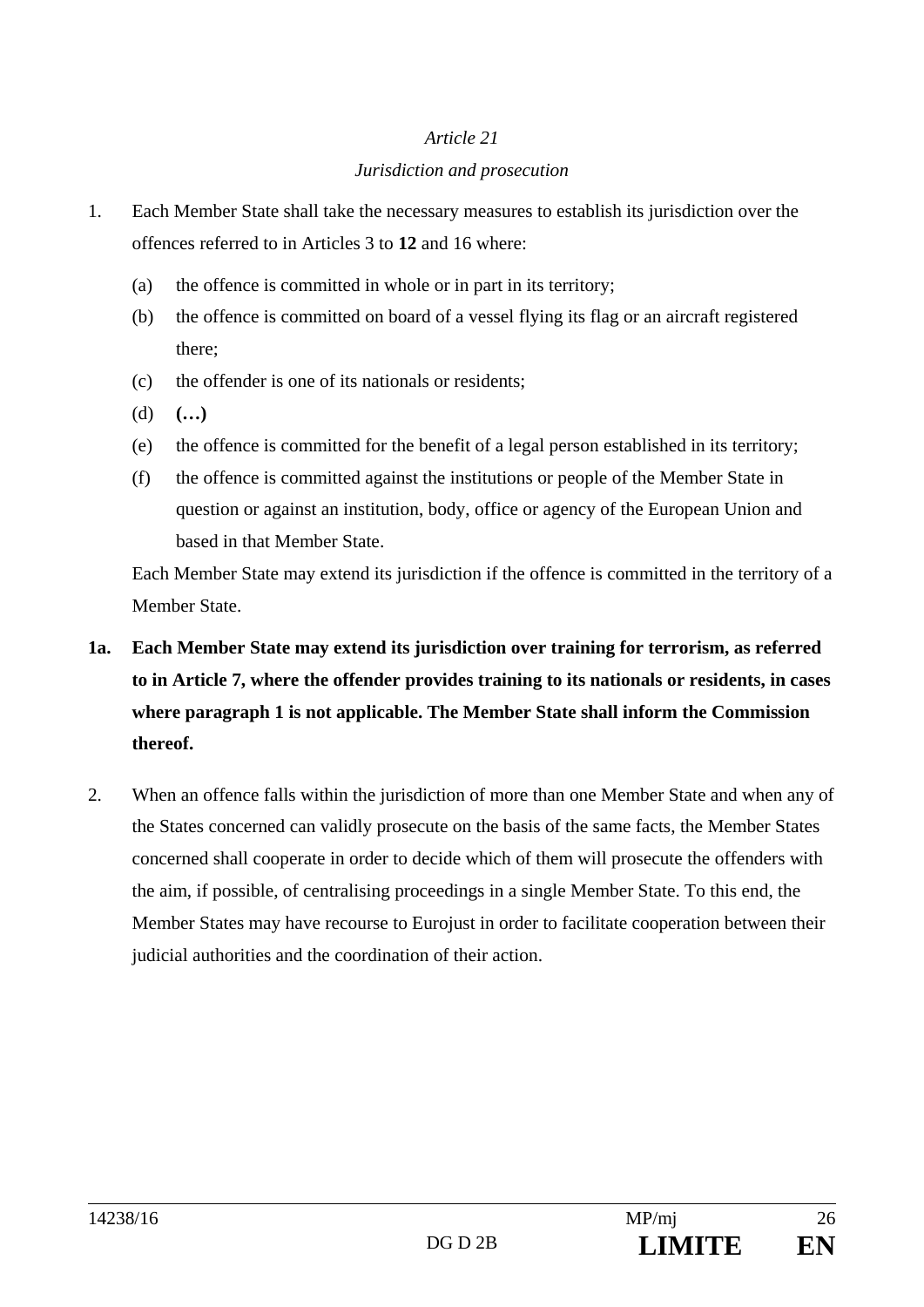*Article 21*

*Jurisdiction and prosecution*

1. Each Member State shall take the necessary measures to establish its jurisdiction over the offences referred to in Articles 3 to **12** and 16 where:

   (a) the offence is committed in whole or in part in its territory;

   (b) the offence is committed on board of a vessel flying its flag or an aircraft registered there;

   (c) the offender is one of its nationals or residents;

   (d) **(…)**

   (e) the offence is committed for the benefit of a legal person established in its territory;

   (f) the offence is committed against the institutions or people of the Member State in question or against an institution, body, office or agency of the European Union and based in that Member State.

   Each Member State may extend its jurisdiction if the offence is committed in the territory of a Member State.

**1a. Each Member State may extend its jurisdiction over training for terrorism, as referred to in Article 7, where the offender provides training to its nationals or residents, in cases where paragraph 1 is not applicable. The Member State shall inform the Commission thereof.**

2. When an offence falls within the jurisdiction of more than one Member State and when any of the States concerned can validly prosecute on the basis of the same facts, the Member States concerned shall cooperate in order to decide which of them will prosecute the offenders with the aim, if possible, of centralising proceedings in a single Member State. To this end, the Member States may have recourse to Eurojust in order to facilitate cooperation between their judicial authorities and the coordination of their action.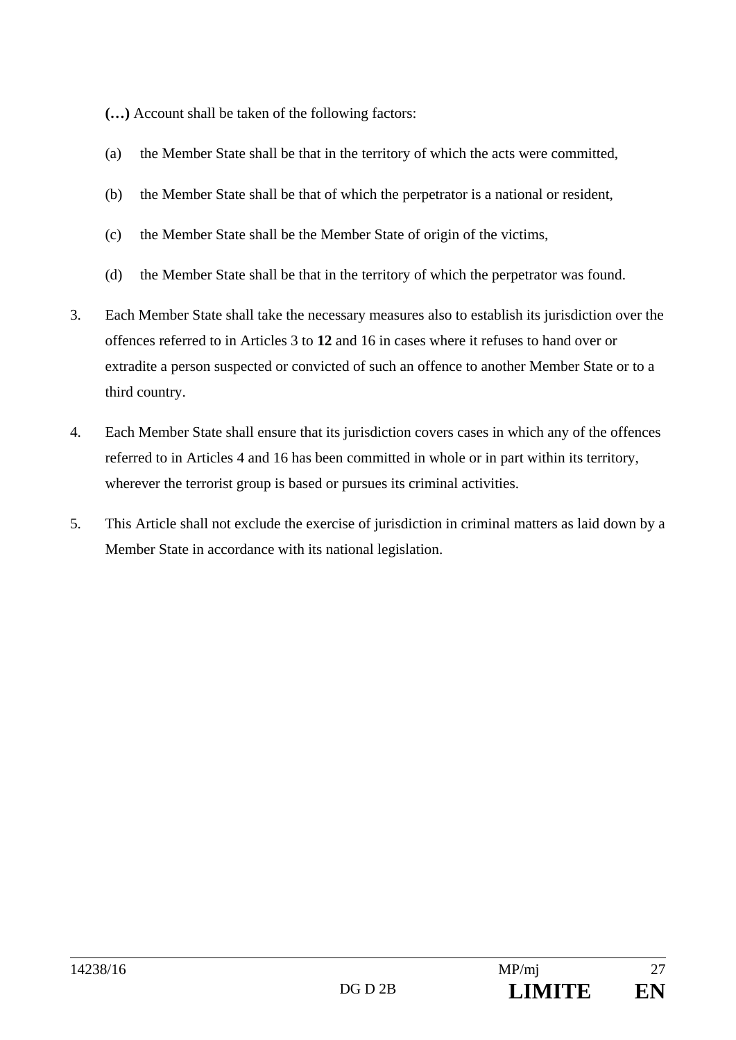**(…)** Account shall be taken of the following factors:

(a) the Member State shall be that in the territory of which the acts were committed,

(b) the Member State shall be that of which the perpetrator is a national or resident,

(c) the Member State shall be the Member State of origin of the victims,

(d) the Member State shall be that in the territory of which the perpetrator was found.

3. Each Member State shall take the necessary measures also to establish its jurisdiction over the offences referred to in Articles 3 to **12** and 16 in cases where it refuses to hand over or extradite a person suspected or convicted of such an offence to another Member State or to a third country.

4. Each Member State shall ensure that its jurisdiction covers cases in which any of the offences referred to in Articles 4 and 16 has been committed in whole or in part within its territory, wherever the terrorist group is based or pursues its criminal activities.

5. This Article shall not exclude the exercise of jurisdiction in criminal matters as laid down by a Member State in accordance with its national legislation.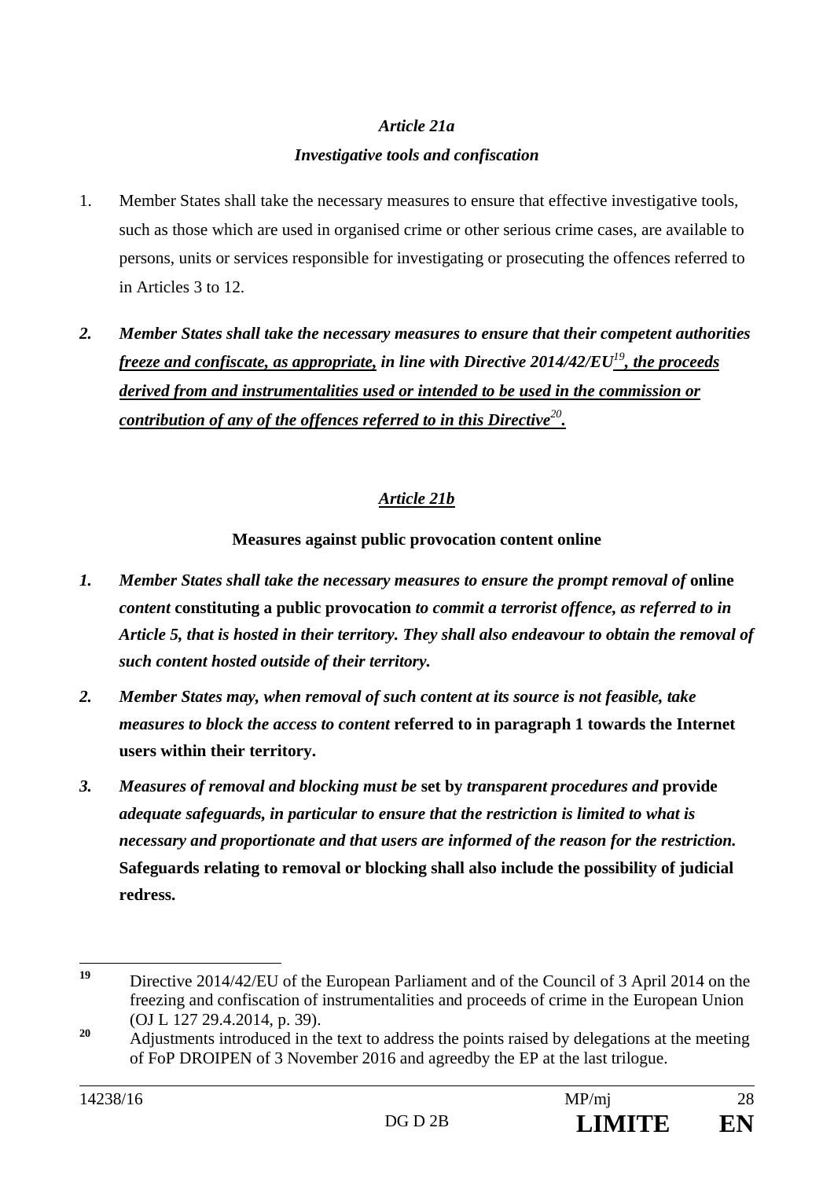*Article 21a*

***Investigative tools and confiscation***

1. Member States shall take the necessary measures to ensure that effective investigative tools, such as those which are used in organised crime or other serious crime cases, are available to persons, units or services responsible for investigating or prosecuting the offences referred to in Articles 3 to 12.

2. ***Member States shall take the necessary measures to ensure that their competent authorities <u>freeze and confiscate, as appropriate,</u> in line with Directive 2014/42/EU[19]<u>, the proceeds derived from and instrumentalities used or intended to be used in the commission or contribution of any of the offences referred to in this Directive</u>[20]<u>.</u>***

*<u>Article 21b</u>*

**Measures against public provocation content online**

1. ***Member States shall take the necessary measures to ensure the prompt removal of*** **online** ***content*** **constituting a public provocation** ***to commit a terrorist offence, as referred to in Article 5, that is hosted in their territory. They shall also endeavour to obtain the removal of such content hosted outside of their territory.***

2. ***Member States may, when removal of such content at its source is not feasible, take measures to block the access to content*** **referred to in paragraph 1 towards the Internet users within their territory.**

3. ***Measures of removal and blocking must be*** **set by** ***transparent procedures and*** **provide** ***adequate safeguards, in particular to ensure that the restriction is limited to what is necessary and proportionate and that users are informed of the reason for the restriction.*** **Safeguards relating to removal or blocking shall also include the possibility of judicial redress.**

---

[19] Directive 2014/42/EU of the European Parliament and of the Council of 3 April 2014 on the freezing and confiscation of instrumentalities and proceeds of crime in the European Union (OJ L 127 29.4.2014, p. 39).

[20] Adjustments introduced in the text to address the points raised by delegations at the meeting of FoP DROIPEN of 3 November 2016 and agreedby the EP at the last trilogue.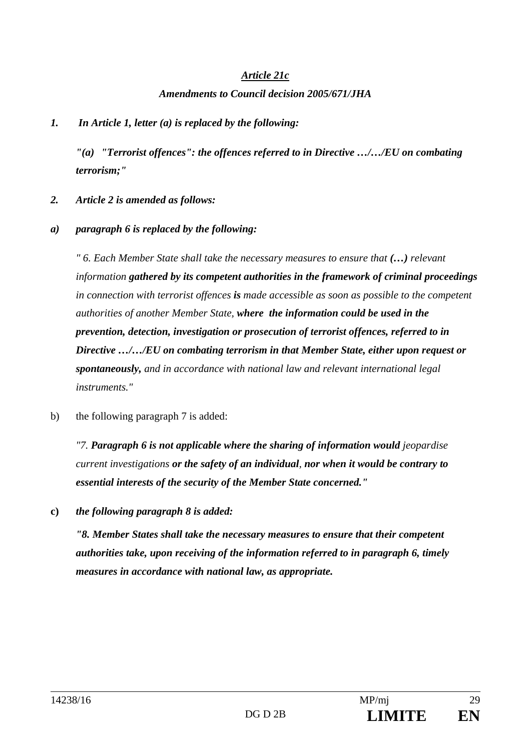***Article 21c***

***Amendments to Council decision 2005/671/JHA***

***1. In Article 1, letter (a) is replaced by the following:***

***"(a) "Terrorist offences": the offences referred to in Directive …/…/EU on combating terrorism;"***

***2. Article 2 is amended as follows:***

***a) paragraph 6 is replaced by the following:***

*" 6. Each Member State shall take the necessary measures to ensure that* ***(…)*** *relevant information* ***gathered by its competent authorities in the framework of criminal proceedings*** *in connection with terrorist offences* ***is*** *made accessible as soon as possible to the competent authorities of another Member State,* ***where the information could be used in the prevention, detection, investigation or prosecution of terrorist offences, referred to in Directive …/…/EU on combating terrorism in that Member State, either upon request or spontaneously,*** *and in accordance with national law and relevant international legal instruments."*

b) the following paragraph 7 is added:

*"7.* ***Paragraph 6 is not applicable where the sharing of information would*** *jeopardise current investigations* ***or the safety of an individual****,* ***nor when it would be contrary to essential interests of the security of the Member State concerned."***

**c)** ***the following paragraph 8 is added:***

***"8. Member States shall take the necessary measures to ensure that their competent authorities take, upon receiving of the information referred to in paragraph 6, timely measures in accordance with national law, as appropriate.***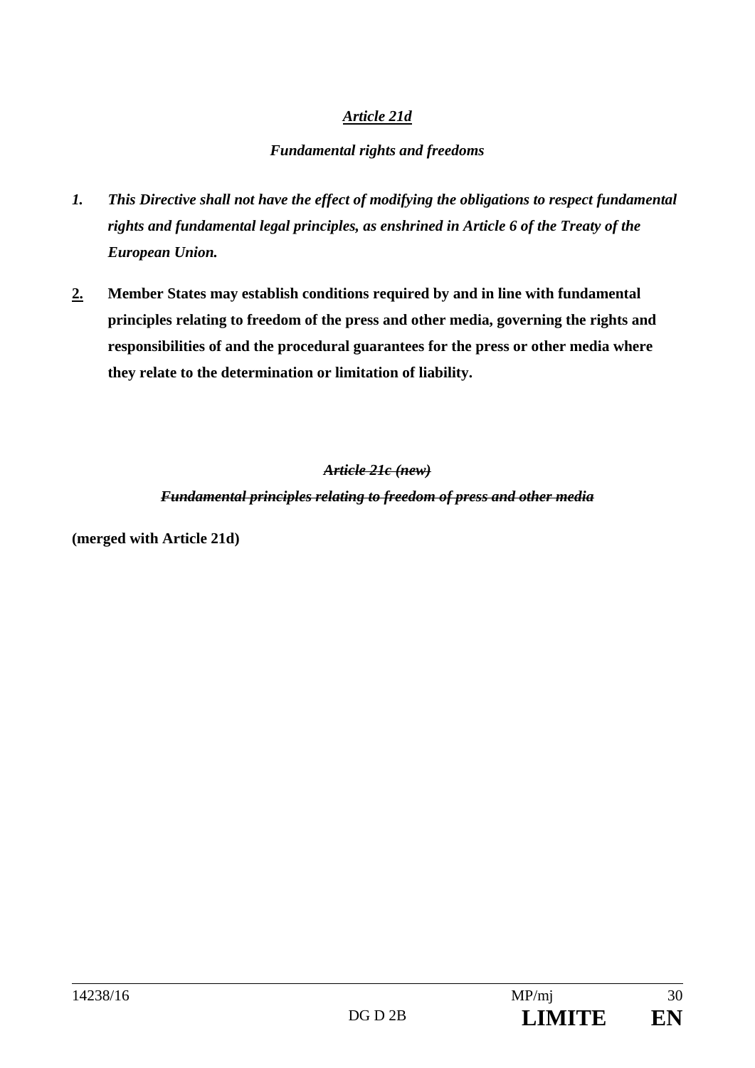*<u>Article 21d</u>*

*Fundamental rights and freedoms*

1. ***This Directive shall not have the effect of modifying the obligations to respect fundamental rights and fundamental legal principles, as enshrined in Article 6 of the Treaty of the European Union.***

<u>**2.**</u> **Member States may establish conditions required by and in line with fundamental principles relating to freedom of the press and other media, governing the rights and responsibilities of and the procedural guarantees for the press or other media where they relate to the determination or limitation of liability.**

***~~Article 21c (new)~~***

***~~Fundamental principles relating to freedom of press and other media~~***

**(merged with Article 21d)**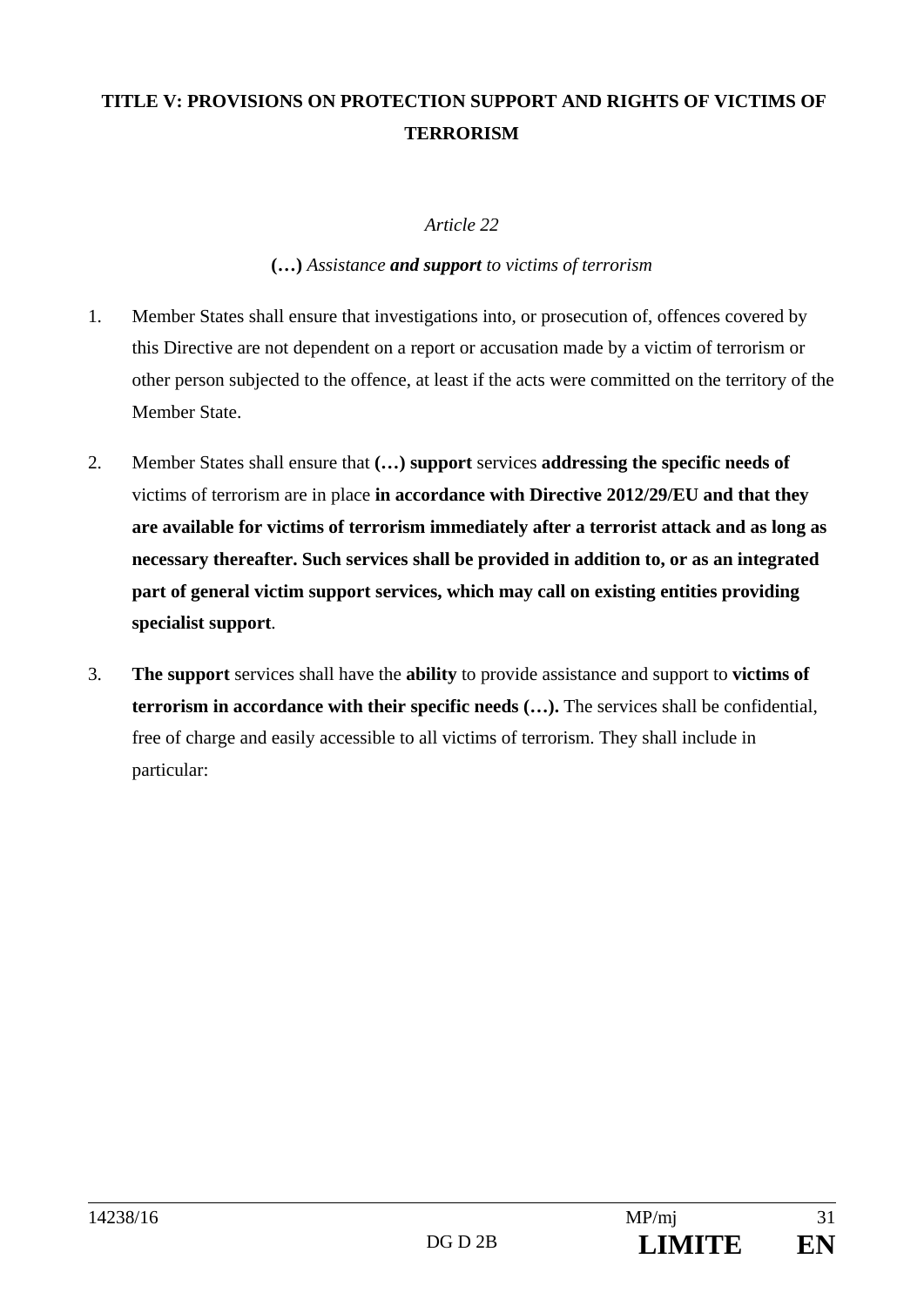**TITLE V: PROVISIONS ON PROTECTION SUPPORT AND RIGHTS OF VICTIMS OF TERRORISM**

*Article 22*

**(…)** *Assistance **and support** to victims of terrorism*

1. Member States shall ensure that investigations into, or prosecution of, offences covered by this Directive are not dependent on a report or accusation made by a victim of terrorism or other person subjected to the offence, at least if the acts were committed on the territory of the Member State.

2. Member States shall ensure that **(…) support** services **addressing the specific needs of** victims of terrorism are in place **in accordance with Directive 2012/29/EU and that they are available for victims of terrorism immediately after a terrorist attack and as long as necessary thereafter. Such services shall be provided in addition to, or as an integrated part of general victim support services, which may call on existing entities providing specialist support**.

3. **The support** services shall have the **ability** to provide assistance and support to **victims of terrorism in accordance with their specific needs (…).** The services shall be confidential, free of charge and easily accessible to all victims of terrorism. They shall include in particular: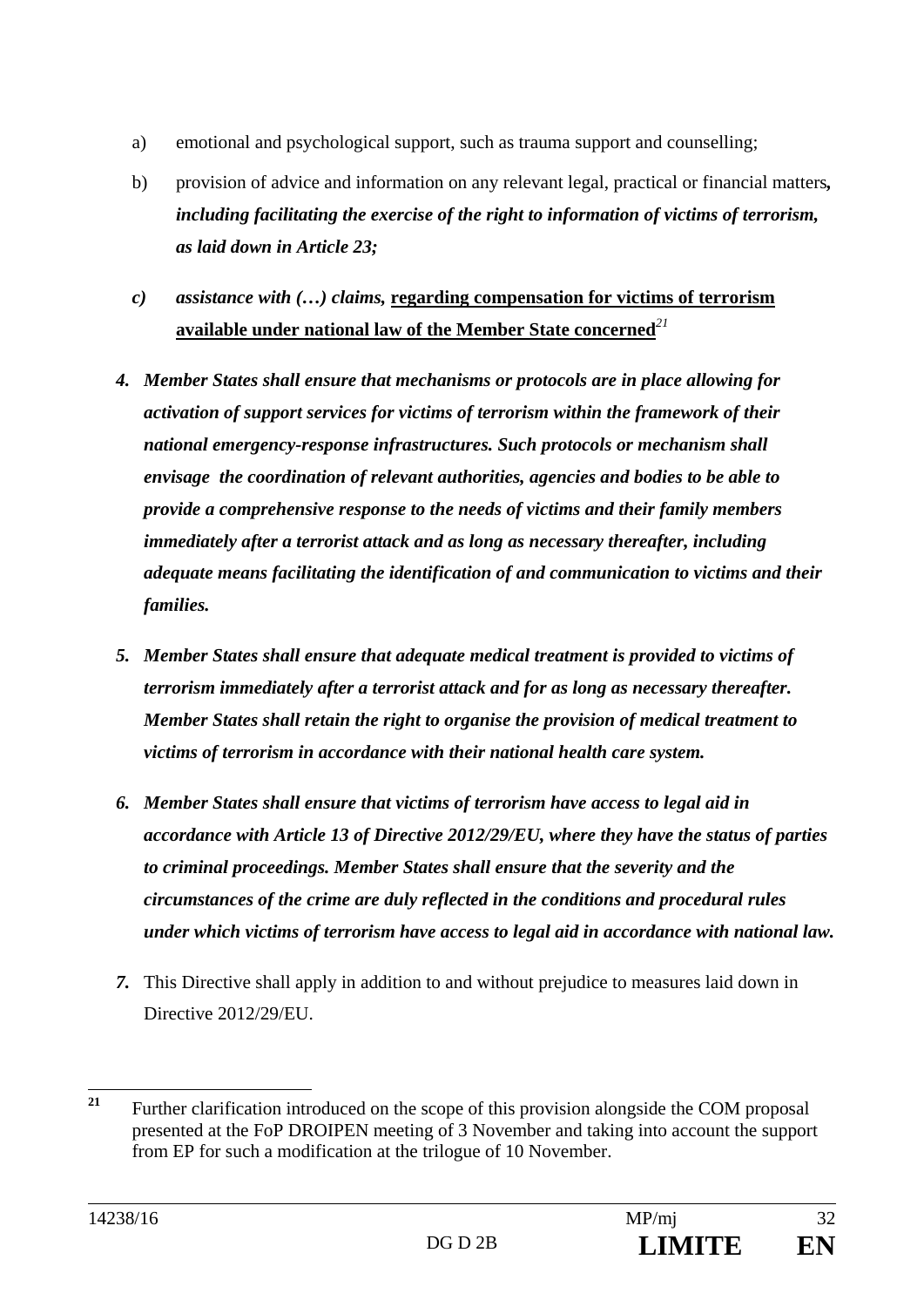a) emotional and psychological support, such as trauma support and counselling;

b) provision of advice and information on any relevant legal, practical or financial matters***, including facilitating the exercise of the right to information of victims of terrorism, as laid down in Article 23;***

***c) assistance with (…) claims,*** **<u>regarding compensation for victims of terrorism available under national law of the Member State concerned</u>**[21]

***4. Member States shall ensure that mechanisms or protocols are in place allowing for activation of support services for victims of terrorism within the framework of their national emergency-response infrastructures. Such protocols or mechanism shall envisage the coordination of relevant authorities, agencies and bodies to be able to provide a comprehensive response to the needs of victims and their family members immediately after a terrorist attack and as long as necessary thereafter, including adequate means facilitating the identification of and communication to victims and their families.***

***5. Member States shall ensure that adequate medical treatment is provided to victims of terrorism immediately after a terrorist attack and for as long as necessary thereafter. Member States shall retain the right to organise the provision of medical treatment to victims of terrorism in accordance with their national health care system.***

***6. Member States shall ensure that victims of terrorism have access to legal aid in accordance with Article 13 of Directive 2012/29/EU, where they have the status of parties to criminal proceedings. Member States shall ensure that the severity and the circumstances of the crime are duly reflected in the conditions and procedural rules under which victims of terrorism have access to legal aid in accordance with national law.***

***7.*** This Directive shall apply in addition to and without prejudice to measures laid down in Directive 2012/29/EU.

---

[21] Further clarification introduced on the scope of this provision alongside the COM proposal presented at the FoP DROIPEN meeting of 3 November and taking into account the support from EP for such a modification at the trilogue of 10 November.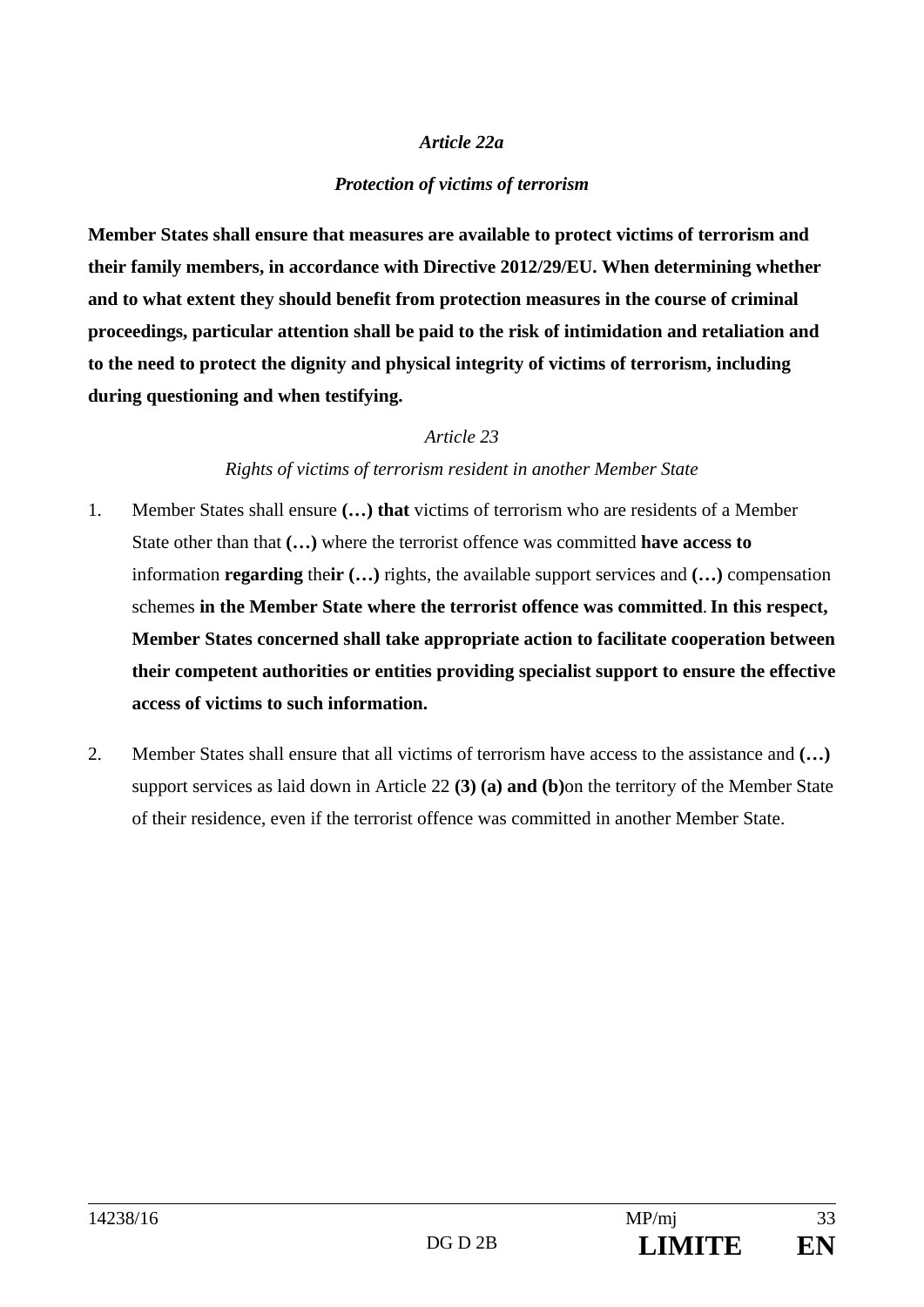*Article 22a*

*Protection of victims of terrorism*

**Member States shall ensure that measures are available to protect victims of terrorism and their family members, in accordance with Directive 2012/29/EU. When determining whether and to what extent they should benefit from protection measures in the course of criminal proceedings, particular attention shall be paid to the risk of intimidation and retaliation and to the need to protect the dignity and physical integrity of victims of terrorism, including during questioning and when testifying.**

*Article 23*

*Rights of victims of terrorism resident in another Member State*

1. Member States shall ensure **(…) that** victims of terrorism who are residents of a Member State other than that **(…)** where the terrorist offence was committed **have access to** information **regarding** the**ir (…)** rights, the available support services and **(…)** compensation schemes **in the Member State where the terrorist offence was committed**. **In this respect, Member States concerned shall take appropriate action to facilitate cooperation between their competent authorities or entities providing specialist support to ensure the effective access of victims to such information.**

2. Member States shall ensure that all victims of terrorism have access to the assistance and **(…)** support services as laid down in Article 22 **(3) (a) and (b)**on the territory of the Member State of their residence, even if the terrorist offence was committed in another Member State.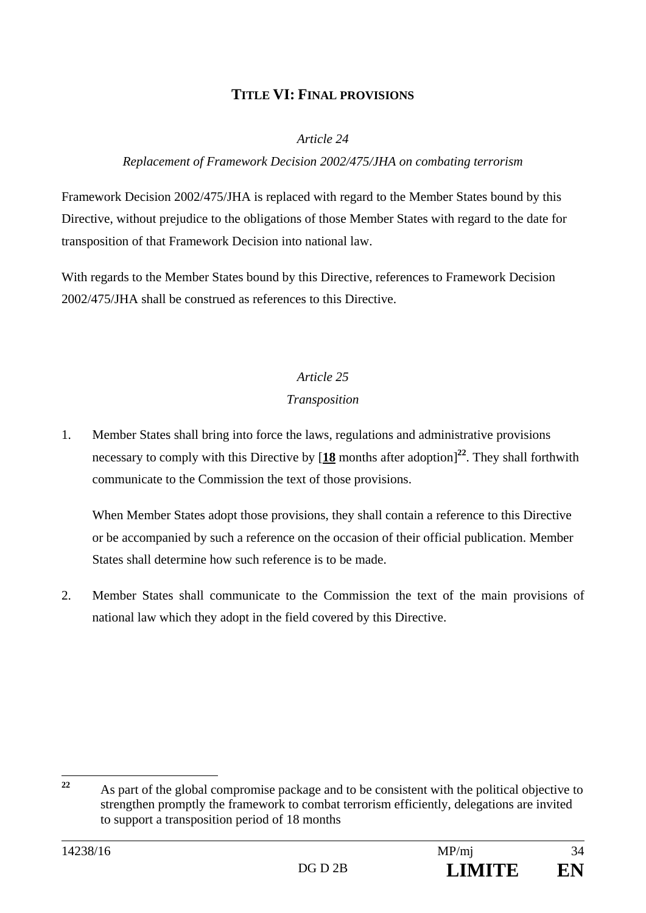## TITLE VI: FINAL PROVISIONS

*Article 24*

*Replacement of Framework Decision 2002/475/JHA on combating terrorism*

Framework Decision 2002/475/JHA is replaced with regard to the Member States bound by this Directive, without prejudice to the obligations of those Member States with regard to the date for transposition of that Framework Decision into national law.

With regards to the Member States bound by this Directive, references to Framework Decision 2002/475/JHA shall be construed as references to this Directive.

*Article 25*

*Transposition*

1. Member States shall bring into force the laws, regulations and administrative provisions necessary to comply with this Directive by [**<u>18</u>** months after adoption][22]. They shall forthwith communicate to the Commission the text of those provisions.

   When Member States adopt those provisions, they shall contain a reference to this Directive or be accompanied by such a reference on the occasion of their official publication. Member States shall determine how such reference is to be made.

2. Member States shall communicate to the Commission the text of the main provisions of national law which they adopt in the field covered by this Directive.

---

[22] As part of the global compromise package and to be consistent with the political objective to strengthen promptly the framework to combat terrorism efficiently, delegations are invited to support a transposition period of 18 months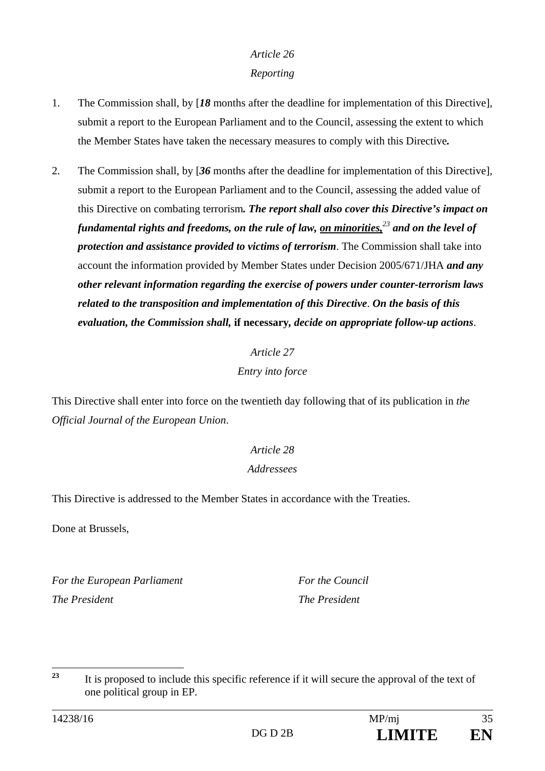*Article 26*

*Reporting*

1. The Commission shall, by [***18*** months after the deadline for implementation of this Directive], submit a report to the European Parliament and to the Council, assessing the extent to which the Member States have taken the necessary measures to comply with this Directive***.***

2. The Commission shall, by [***36*** months after the deadline for implementation of this Directive], submit a report to the European Parliament and to the Council, assessing the added value of this Directive on combating terrorism***. The report shall also cover this Directive's impact on fundamental rights and freedoms, on the rule of law, <u>on minorities,</u>[23] and on the level of protection and assistance provided to victims of terrorism***. The Commission shall take into account the information provided by Member States under Decision 2005/671/JHA ***and any other relevant information regarding the exercise of powers under counter-terrorism laws related to the transposition and implementation of this Directive***. ***On the basis of this evaluation, the Commission shall,*** **if necessary,** ***decide on appropriate follow-up actions***.

*Article 27*

*Entry into force*

This Directive shall enter into force on the twentieth day following that of its publication in *the Official Journal of the European Union*.

*Article 28*

*Addressees*

This Directive is addressed to the Member States in accordance with the Treaties.

Done at Brussels,

*For the European Parliament*
*The President*

*For the Council*
*The President*

---

[23] It is proposed to include this specific reference if it will secure the approval of the text of one political group in EP.